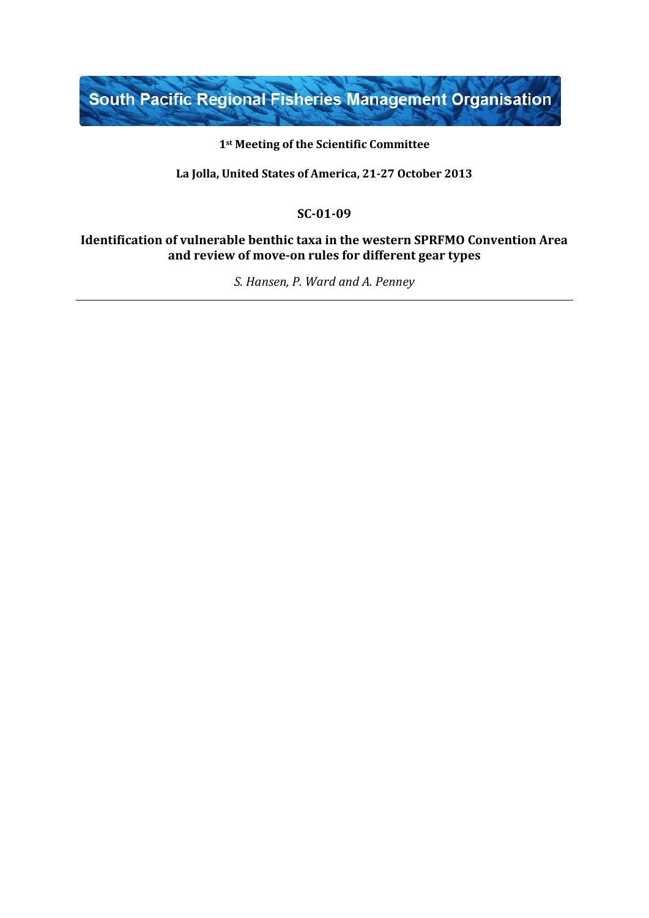# South Pacific Regional Fisheries Management Organisation

**1st Meeting of the Scientific Committee**

**La Jolla, United States of America, 21-27 October 2013**

**SC-01-09**

**Identification of vulnerable benthic taxa in the western SPRFMO Convention Area and review of move-on rules for different gear types**

*S. Hansen, P. Ward and A. Penney*

---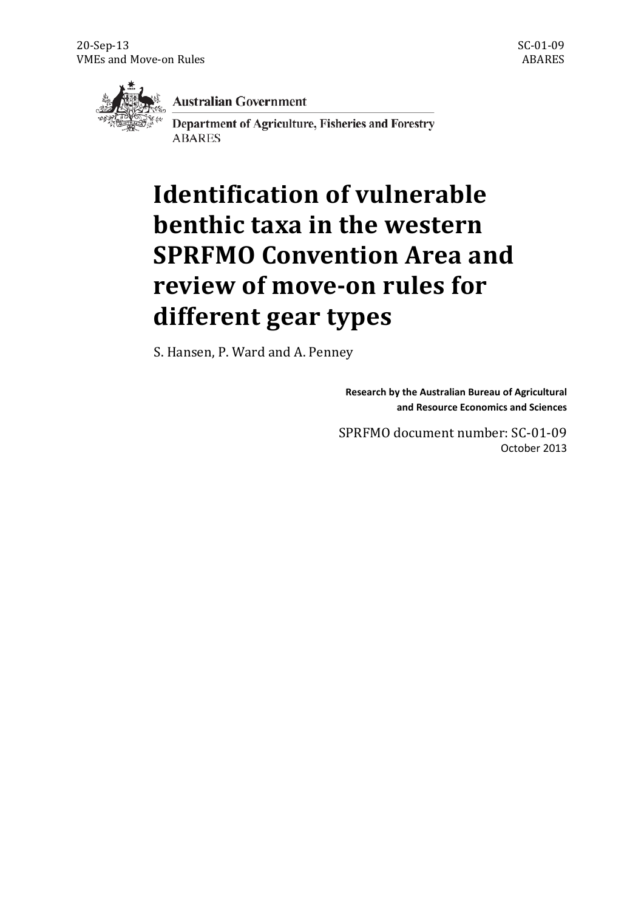**Australian Government**

**Department of Agriculture, Fisheries and Forestry**

ABARES

# Identification of vulnerable benthic taxa in the western SPRFMO Convention Area and review of move-on rules for different gear types

S. Hansen, P. Ward and A. Penney

**Research by the Australian Bureau of Agricultural and Resource Economics and Sciences**

SPRFMO document number: SC-01-09

October 2013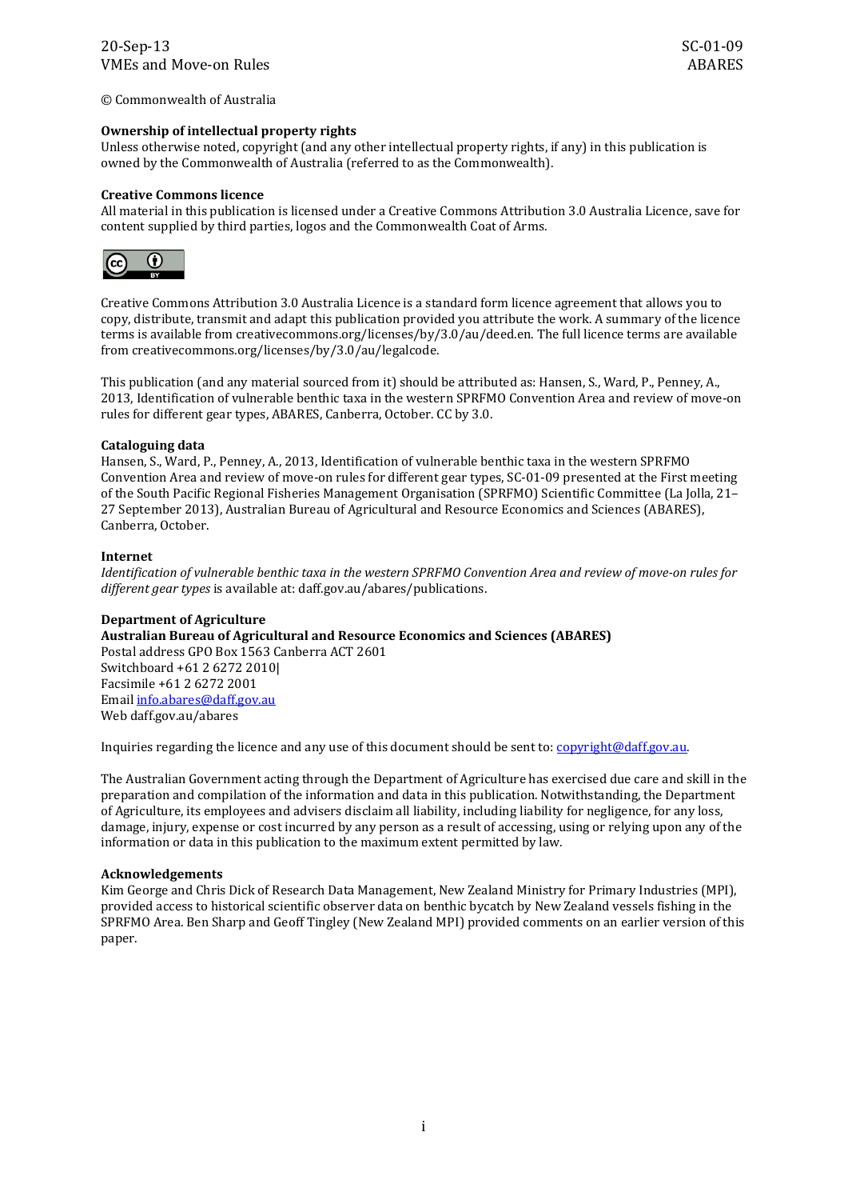© Commonwealth of Australia

**Ownership of intellectual property rights**
Unless otherwise noted, copyright (and any other intellectual property rights, if any) in this publication is owned by the Commonwealth of Australia (referred to as the Commonwealth).

**Creative Commons licence**
All material in this publication is licensed under a Creative Commons Attribution 3.0 Australia Licence, save for content supplied by third parties, logos and the Commonwealth Coat of Arms.

Creative Commons Attribution 3.0 Australia Licence is a standard form licence agreement that allows you to copy, distribute, transmit and adapt this publication provided you attribute the work. A summary of the licence terms is available from creativecommons.org/licenses/by/3.0/au/deed.en. The full licence terms are available from creativecommons.org/licenses/by/3.0/au/legalcode.

This publication (and any material sourced from it) should be attributed as: Hansen, S., Ward, P., Penney, A., 2013, Identification of vulnerable benthic taxa in the western SPRFMO Convention Area and review of move-on rules for different gear types, ABARES, Canberra, October. CC by 3.0.

**Cataloguing data**
Hansen, S., Ward, P., Penney, A., 2013, Identification of vulnerable benthic taxa in the western SPRFMO Convention Area and review of move-on rules for different gear types, SC-01-09 presented at the First meeting of the South Pacific Regional Fisheries Management Organisation (SPRFMO) Scientific Committee (La Jolla, 21–27 September 2013), Australian Bureau of Agricultural and Resource Economics and Sciences (ABARES), Canberra, October.

**Internet**
*Identification of vulnerable benthic taxa in the western SPRFMO Convention Area and review of move-on rules for different gear types* is available at: daff.gov.au/abares/publications.

**Department of Agriculture**
**Australian Bureau of Agricultural and Resource Economics and Sciences (ABARES)**
Postal address GPO Box 1563 Canberra ACT 2601
Switchboard +61 2 6272 2010|
Facsimile +61 2 6272 2001
Email info.abares@daff.gov.au
Web daff.gov.au/abares

Inquiries regarding the licence and any use of this document should be sent to: copyright@daff.gov.au.

The Australian Government acting through the Department of Agriculture has exercised due care and skill in the preparation and compilation of the information and data in this publication. Notwithstanding, the Department of Agriculture, its employees and advisers disclaim all liability, including liability for negligence, for any loss, damage, injury, expense or cost incurred by any person as a result of accessing, using or relying upon any of the information or data in this publication to the maximum extent permitted by law.

**Acknowledgements**
Kim George and Chris Dick of Research Data Management, New Zealand Ministry for Primary Industries (MPI), provided access to historical scientific observer data on benthic bycatch by New Zealand vessels fishing in the SPRFMO Area. Ben Sharp and Geoff Tingley (New Zealand MPI) provided comments on an earlier version of this paper.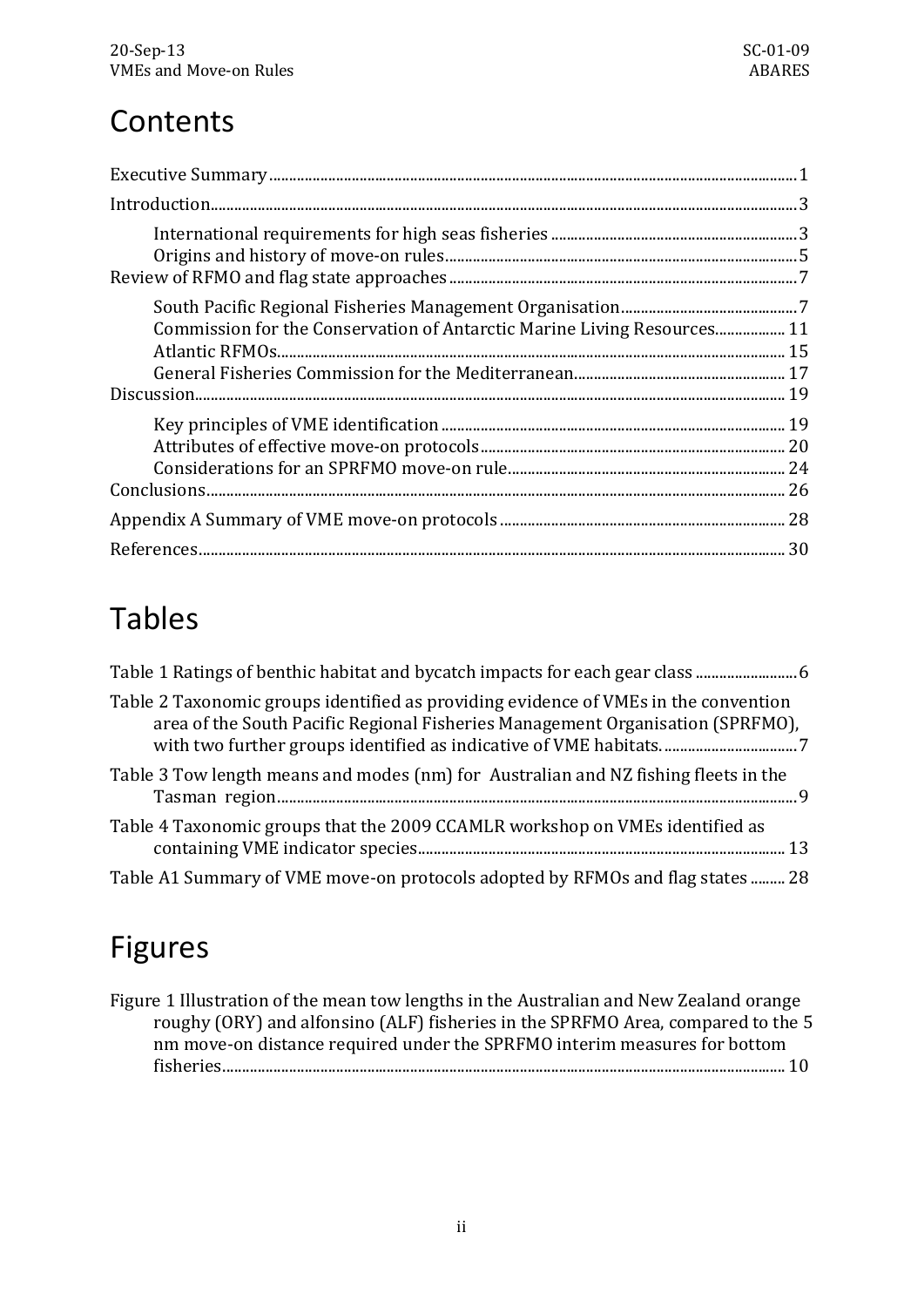# Contents

Executive Summary ..................................................................................................................................... 1

Introduction................................................................................................................................................. 3

- International requirements for high seas fisheries ............................................................... 3
- Origins and history of move-on rules.......................................................................................... 5

Review of RFMO and flag state approaches ......................................................................................... 7

- South Pacific Regional Fisheries Management Organisation............................................. 7
- Commission for the Conservation of Antarctic Marine Living Resources.................. 11
- Atlantic RFMOs.................................................................................................................................. 15
- General Fisheries Commission for the Mediterranean...................................................... 17

Discussion................................................................................................................................................... 19

- Key principles of VME identification ........................................................................................ 19
- Attributes of effective move-on protocols.............................................................................. 20
- Considerations for an SPRFMO move-on rule....................................................................... 24

Conclusions................................................................................................................................................. 26

Appendix A Summary of VME move-on protocols ......................................................................... 28

References................................................................................................................................................... 30

# Tables

Table 1 Ratings of benthic habitat and bycatch impacts for each gear class .......................... 6

Table 2 Taxonomic groups identified as providing evidence of VMEs in the convention area of the South Pacific Regional Fisheries Management Organisation (SPRFMO), with two further groups identified as indicative of VME habitats. .................................. 7

Table 3 Tow length means and modes (nm) for Australian and NZ fishing fleets in the Tasman region.................................................................................................................................... 9

Table 4 Taxonomic groups that the 2009 CCAMLR workshop on VMEs identified as containing VME indicator species............................................................................................. 13

Table A1 Summary of VME move-on protocols adopted by RFMOs and flag states ......... 28

# Figures

Figure 1 Illustration of the mean tow lengths in the Australian and New Zealand orange roughy (ORY) and alfonsino (ALF) fisheries in the SPRFMO Area, compared to the 5 nm move-on distance required under the SPRFMO interim measures for bottom fisheries............................................................................................................................................... 10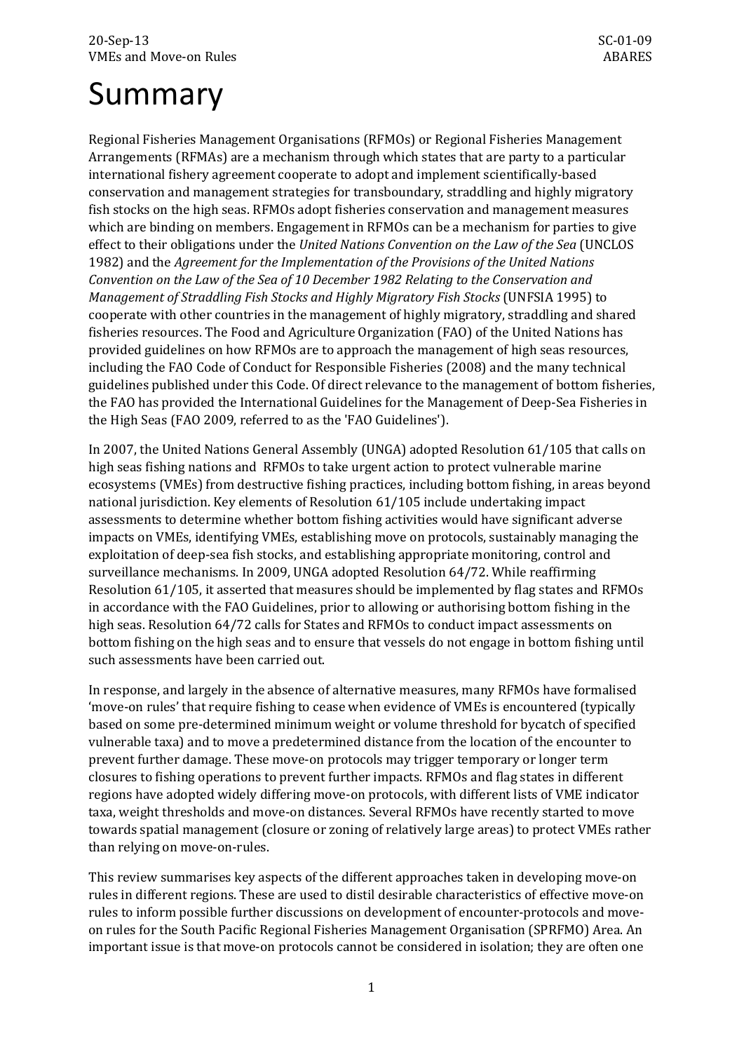# Summary

Regional Fisheries Management Organisations (RFMOs) or Regional Fisheries Management Arrangements (RFMAs) are a mechanism through which states that are party to a particular international fishery agreement cooperate to adopt and implement scientifically-based conservation and management strategies for transboundary, straddling and highly migratory fish stocks on the high seas. RFMOs adopt fisheries conservation and management measures which are binding on members. Engagement in RFMOs can be a mechanism for parties to give effect to their obligations under the *United Nations Convention on the Law of the Sea* (UNCLOS 1982) and the *Agreement for the Implementation of the Provisions of the United Nations Convention on the Law of the Sea of 10 December 1982 Relating to the Conservation and Management of Straddling Fish Stocks and Highly Migratory Fish Stocks* (UNFSIA 1995) to cooperate with other countries in the management of highly migratory, straddling and shared fisheries resources. The Food and Agriculture Organization (FAO) of the United Nations has provided guidelines on how RFMOs are to approach the management of high seas resources, including the FAO Code of Conduct for Responsible Fisheries (2008) and the many technical guidelines published under this Code. Of direct relevance to the management of bottom fisheries, the FAO has provided the International Guidelines for the Management of Deep-Sea Fisheries in the High Seas (FAO 2009, referred to as the 'FAO Guidelines').

In 2007, the United Nations General Assembly (UNGA) adopted Resolution 61/105 that calls on high seas fishing nations and RFMOs to take urgent action to protect vulnerable marine ecosystems (VMEs) from destructive fishing practices, including bottom fishing, in areas beyond national jurisdiction. Key elements of Resolution 61/105 include undertaking impact assessments to determine whether bottom fishing activities would have significant adverse impacts on VMEs, identifying VMEs, establishing move on protocols, sustainably managing the exploitation of deep-sea fish stocks, and establishing appropriate monitoring, control and surveillance mechanisms. In 2009, UNGA adopted Resolution 64/72. While reaffirming Resolution 61/105, it asserted that measures should be implemented by flag states and RFMOs in accordance with the FAO Guidelines, prior to allowing or authorising bottom fishing in the high seas. Resolution 64/72 calls for States and RFMOs to conduct impact assessments on bottom fishing on the high seas and to ensure that vessels do not engage in bottom fishing until such assessments have been carried out.

In response, and largely in the absence of alternative measures, many RFMOs have formalised 'move-on rules' that require fishing to cease when evidence of VMEs is encountered (typically based on some pre-determined minimum weight or volume threshold for bycatch of specified vulnerable taxa) and to move a predetermined distance from the location of the encounter to prevent further damage. These move-on protocols may trigger temporary or longer term closures to fishing operations to prevent further impacts. RFMOs and flag states in different regions have adopted widely differing move-on protocols, with different lists of VME indicator taxa, weight thresholds and move-on distances. Several RFMOs have recently started to move towards spatial management (closure or zoning of relatively large areas) to protect VMEs rather than relying on move-on-rules.

This review summarises key aspects of the different approaches taken in developing move-on rules in different regions. These are used to distil desirable characteristics of effective move-on rules to inform possible further discussions on development of encounter-protocols and move-on rules for the South Pacific Regional Fisheries Management Organisation (SPRFMO) Area. An important issue is that move-on protocols cannot be considered in isolation; they are often one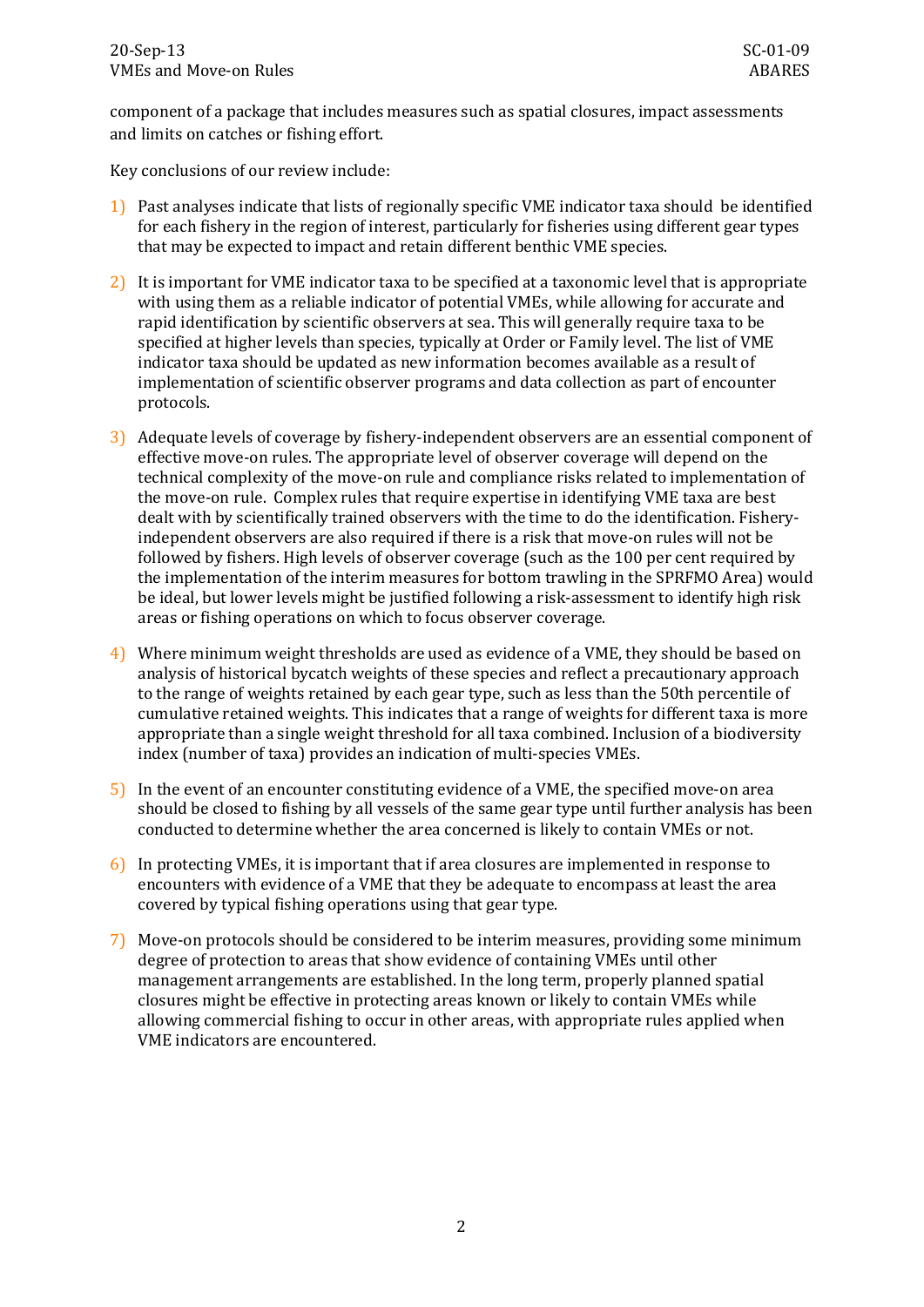component of a package that includes measures such as spatial closures, impact assessments and limits on catches or fishing effort.

Key conclusions of our review include:

1) Past analyses indicate that lists of regionally specific VME indicator taxa should be identified for each fishery in the region of interest, particularly for fisheries using different gear types that may be expected to impact and retain different benthic VME species.

2) It is important for VME indicator taxa to be specified at a taxonomic level that is appropriate with using them as a reliable indicator of potential VMEs, while allowing for accurate and rapid identification by scientific observers at sea. This will generally require taxa to be specified at higher levels than species, typically at Order or Family level. The list of VME indicator taxa should be updated as new information becomes available as a result of implementation of scientific observer programs and data collection as part of encounter protocols.

3) Adequate levels of coverage by fishery-independent observers are an essential component of effective move-on rules. The appropriate level of observer coverage will depend on the technical complexity of the move-on rule and compliance risks related to implementation of the move-on rule. Complex rules that require expertise in identifying VME taxa are best dealt with by scientifically trained observers with the time to do the identification. Fishery-independent observers are also required if there is a risk that move-on rules will not be followed by fishers. High levels of observer coverage (such as the 100 per cent required by the implementation of the interim measures for bottom trawling in the SPRFMO Area) would be ideal, but lower levels might be justified following a risk-assessment to identify high risk areas or fishing operations on which to focus observer coverage.

4) Where minimum weight thresholds are used as evidence of a VME, they should be based on analysis of historical bycatch weights of these species and reflect a precautionary approach to the range of weights retained by each gear type, such as less than the 50th percentile of cumulative retained weights. This indicates that a range of weights for different taxa is more appropriate than a single weight threshold for all taxa combined. Inclusion of a biodiversity index (number of taxa) provides an indication of multi-species VMEs.

5) In the event of an encounter constituting evidence of a VME, the specified move-on area should be closed to fishing by all vessels of the same gear type until further analysis has been conducted to determine whether the area concerned is likely to contain VMEs or not.

6) In protecting VMEs, it is important that if area closures are implemented in response to encounters with evidence of a VME that they be adequate to encompass at least the area covered by typical fishing operations using that gear type.

7) Move-on protocols should be considered to be interim measures, providing some minimum degree of protection to areas that show evidence of containing VMEs until other management arrangements are established. In the long term, properly planned spatial closures might be effective in protecting areas known or likely to contain VMEs while allowing commercial fishing to occur in other areas, with appropriate rules applied when VME indicators are encountered.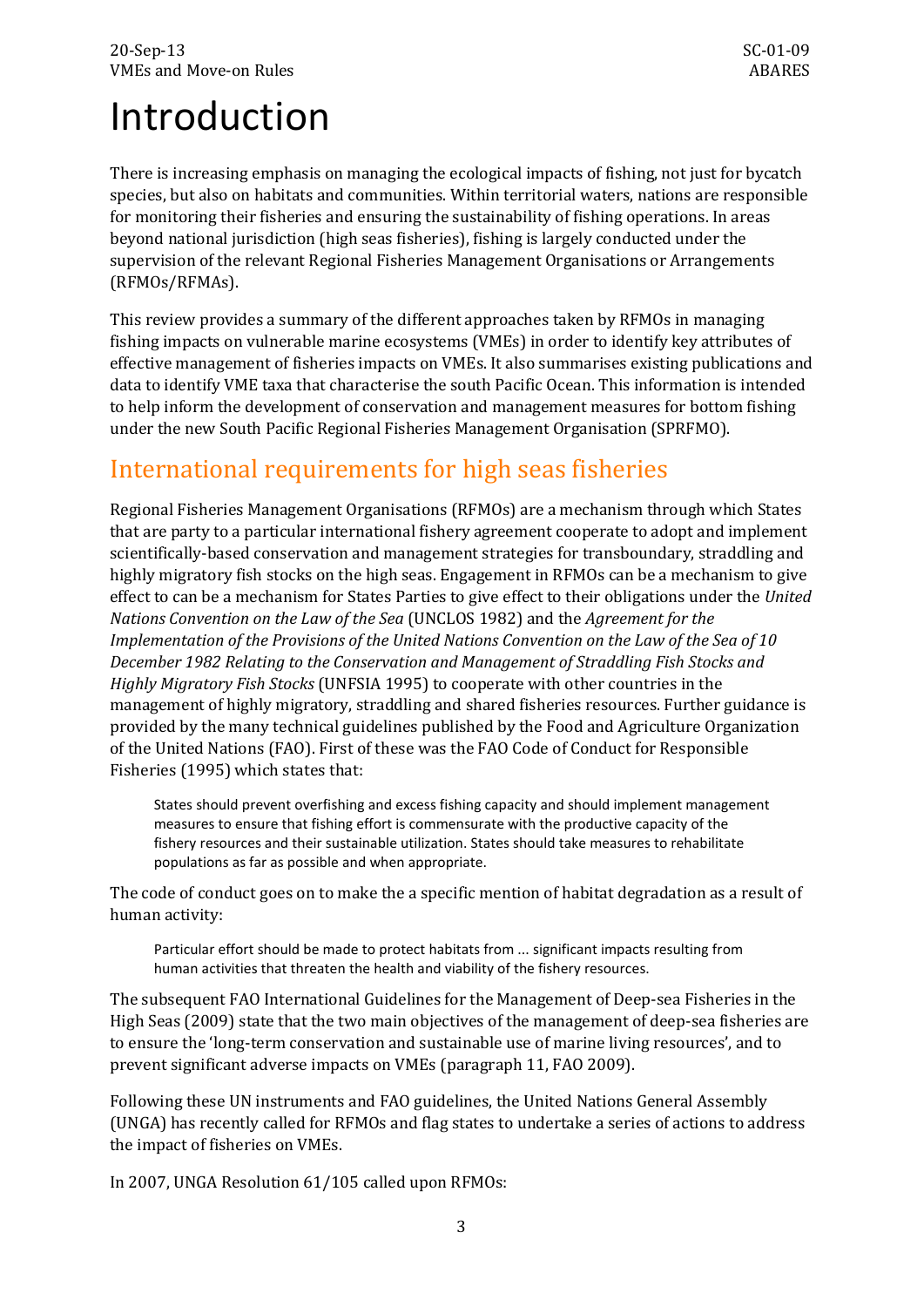# Introduction

There is increasing emphasis on managing the ecological impacts of fishing, not just for bycatch species, but also on habitats and communities. Within territorial waters, nations are responsible for monitoring their fisheries and ensuring the sustainability of fishing operations. In areas beyond national jurisdiction (high seas fisheries), fishing is largely conducted under the supervision of the relevant Regional Fisheries Management Organisations or Arrangements (RFMOs/RFMAs).

This review provides a summary of the different approaches taken by RFMOs in managing fishing impacts on vulnerable marine ecosystems (VMEs) in order to identify key attributes of effective management of fisheries impacts on VMEs. It also summarises existing publications and data to identify VME taxa that characterise the south Pacific Ocean. This information is intended to help inform the development of conservation and management measures for bottom fishing under the new South Pacific Regional Fisheries Management Organisation (SPRFMO).

## International requirements for high seas fisheries

Regional Fisheries Management Organisations (RFMOs) are a mechanism through which States that are party to a particular international fishery agreement cooperate to adopt and implement scientifically-based conservation and management strategies for transboundary, straddling and highly migratory fish stocks on the high seas. Engagement in RFMOs can be a mechanism to give effect to can be a mechanism for States Parties to give effect to their obligations under the *United Nations Convention on the Law of the Sea* (UNCLOS 1982) and the *Agreement for the Implementation of the Provisions of the United Nations Convention on the Law of the Sea of 10 December 1982 Relating to the Conservation and Management of Straddling Fish Stocks and Highly Migratory Fish Stocks* (UNFSIA 1995) to cooperate with other countries in the management of highly migratory, straddling and shared fisheries resources. Further guidance is provided by the many technical guidelines published by the Food and Agriculture Organization of the United Nations (FAO). First of these was the FAO Code of Conduct for Responsible Fisheries (1995) which states that:

> States should prevent overfishing and excess fishing capacity and should implement management measures to ensure that fishing effort is commensurate with the productive capacity of the fishery resources and their sustainable utilization. States should take measures to rehabilitate populations as far as possible and when appropriate.

The code of conduct goes on to make the a specific mention of habitat degradation as a result of human activity:

> Particular effort should be made to protect habitats from … significant impacts resulting from human activities that threaten the health and viability of the fishery resources.

The subsequent FAO International Guidelines for the Management of Deep-sea Fisheries in the High Seas (2009) state that the two main objectives of the management of deep-sea fisheries are to ensure the 'long-term conservation and sustainable use of marine living resources', and to prevent significant adverse impacts on VMEs (paragraph 11, FAO 2009).

Following these UN instruments and FAO guidelines, the United Nations General Assembly (UNGA) has recently called for RFMOs and flag states to undertake a series of actions to address the impact of fisheries on VMEs.

In 2007, UNGA Resolution 61/105 called upon RFMOs: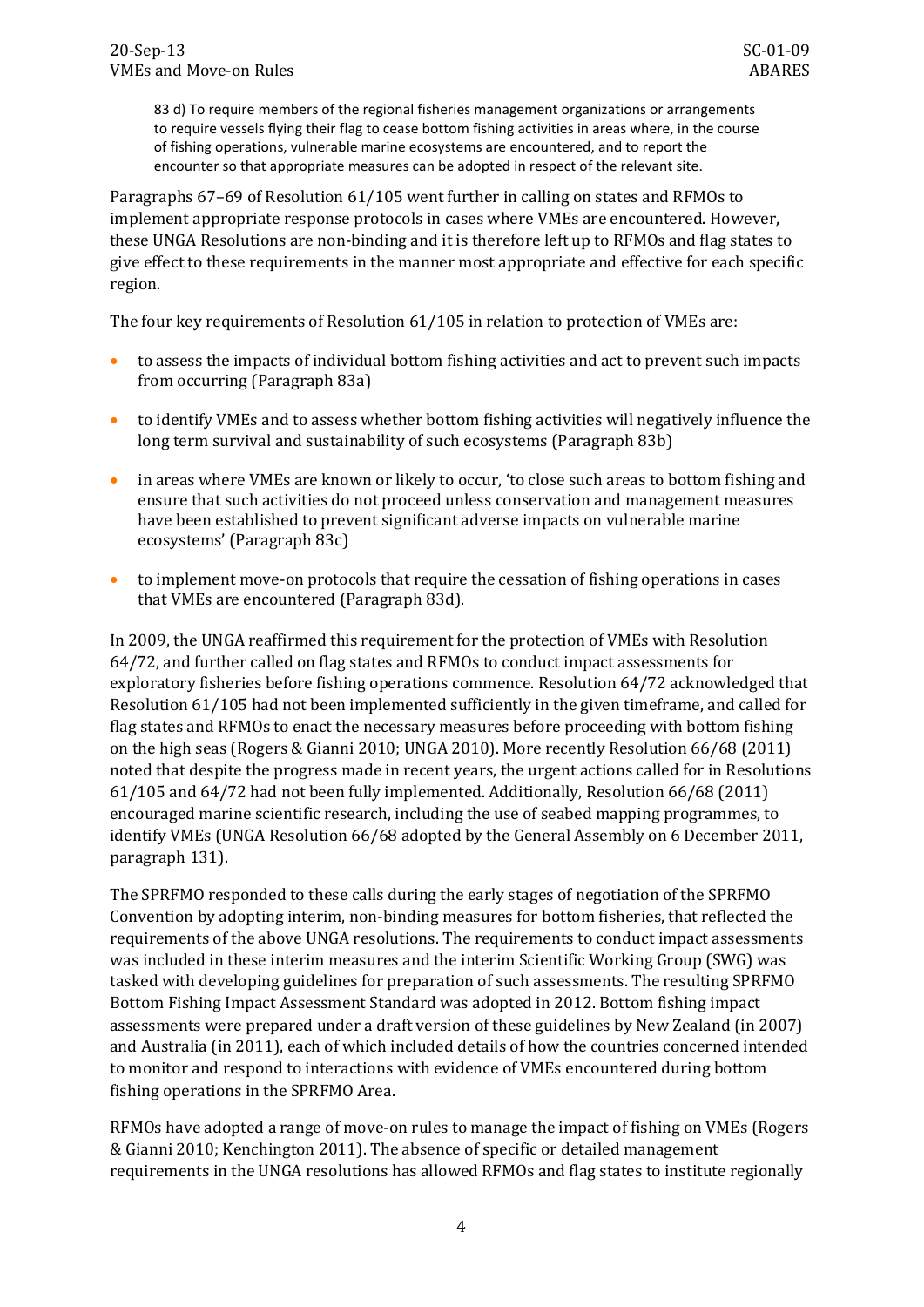> 83 d) To require members of the regional fisheries management organizations or arrangements to require vessels flying their flag to cease bottom fishing activities in areas where, in the course of fishing operations, vulnerable marine ecosystems are encountered, and to report the encounter so that appropriate measures can be adopted in respect of the relevant site.

Paragraphs 67–69 of Resolution 61/105 went further in calling on states and RFMOs to implement appropriate response protocols in cases where VMEs are encountered. However, these UNGA Resolutions are non-binding and it is therefore left up to RFMOs and flag states to give effect to these requirements in the manner most appropriate and effective for each specific region.

The four key requirements of Resolution 61/105 in relation to protection of VMEs are:

- to assess the impacts of individual bottom fishing activities and act to prevent such impacts from occurring (Paragraph 83a)
- to identify VMEs and to assess whether bottom fishing activities will negatively influence the long term survival and sustainability of such ecosystems (Paragraph 83b)
- in areas where VMEs are known or likely to occur, 'to close such areas to bottom fishing and ensure that such activities do not proceed unless conservation and management measures have been established to prevent significant adverse impacts on vulnerable marine ecosystems' (Paragraph 83c)
- to implement move-on protocols that require the cessation of fishing operations in cases that VMEs are encountered (Paragraph 83d).

In 2009, the UNGA reaffirmed this requirement for the protection of VMEs with Resolution 64/72, and further called on flag states and RFMOs to conduct impact assessments for exploratory fisheries before fishing operations commence. Resolution 64/72 acknowledged that Resolution 61/105 had not been implemented sufficiently in the given timeframe, and called for flag states and RFMOs to enact the necessary measures before proceeding with bottom fishing on the high seas (Rogers & Gianni 2010; UNGA 2010). More recently Resolution 66/68 (2011) noted that despite the progress made in recent years, the urgent actions called for in Resolutions 61/105 and 64/72 had not been fully implemented. Additionally, Resolution 66/68 (2011) encouraged marine scientific research, including the use of seabed mapping programmes, to identify VMEs (UNGA Resolution 66/68 adopted by the General Assembly on 6 December 2011, paragraph 131).

The SPRFMO responded to these calls during the early stages of negotiation of the SPRFMO Convention by adopting interim, non-binding measures for bottom fisheries, that reflected the requirements of the above UNGA resolutions. The requirements to conduct impact assessments was included in these interim measures and the interim Scientific Working Group (SWG) was tasked with developing guidelines for preparation of such assessments. The resulting SPRFMO Bottom Fishing Impact Assessment Standard was adopted in 2012. Bottom fishing impact assessments were prepared under a draft version of these guidelines by New Zealand (in 2007) and Australia (in 2011), each of which included details of how the countries concerned intended to monitor and respond to interactions with evidence of VMEs encountered during bottom fishing operations in the SPRFMO Area.

RFMOs have adopted a range of move-on rules to manage the impact of fishing on VMEs (Rogers & Gianni 2010; Kenchington 2011). The absence of specific or detailed management requirements in the UNGA resolutions has allowed RFMOs and flag states to institute regionally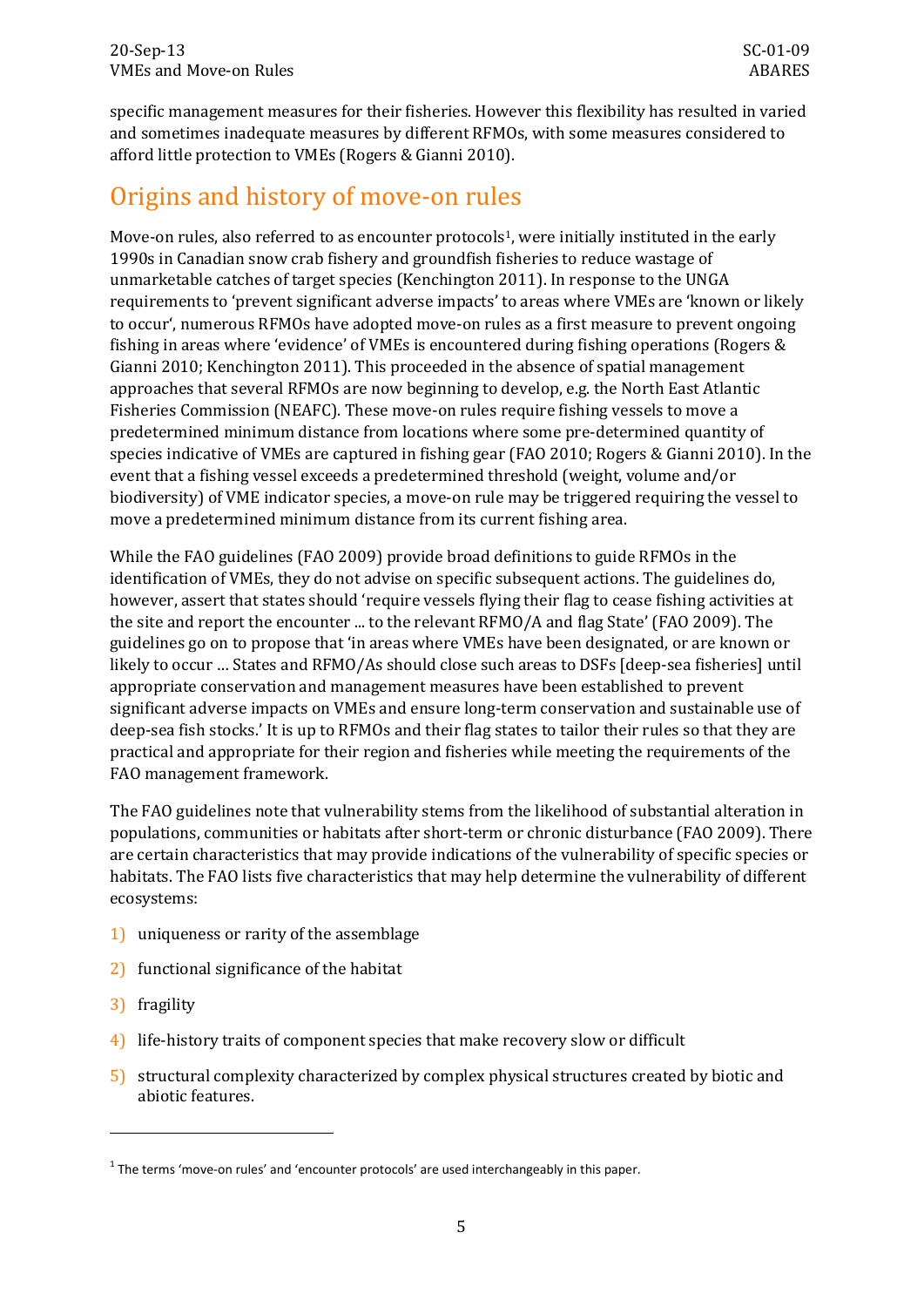specific management measures for their fisheries. However this flexibility has resulted in varied and sometimes inadequate measures by different RFMOs, with some measures considered to afford little protection to VMEs (Rogers & Gianni 2010).

## Origins and history of move-on rules

Move-on rules, also referred to as encounter protocols[1], were initially instituted in the early 1990s in Canadian snow crab fishery and groundfish fisheries to reduce wastage of unmarketable catches of target species (Kenchington 2011). In response to the UNGA requirements to 'prevent significant adverse impacts' to areas where VMEs are 'known or likely to occur', numerous RFMOs have adopted move-on rules as a first measure to prevent ongoing fishing in areas where 'evidence' of VMEs is encountered during fishing operations (Rogers & Gianni 2010; Kenchington 2011). This proceeded in the absence of spatial management approaches that several RFMOs are now beginning to develop, e.g. the North East Atlantic Fisheries Commission (NEAFC). These move-on rules require fishing vessels to move a predetermined minimum distance from locations where some pre-determined quantity of species indicative of VMEs are captured in fishing gear (FAO 2010; Rogers & Gianni 2010). In the event that a fishing vessel exceeds a predetermined threshold (weight, volume and/or biodiversity) of VME indicator species, a move-on rule may be triggered requiring the vessel to move a predetermined minimum distance from its current fishing area.

While the FAO guidelines (FAO 2009) provide broad definitions to guide RFMOs in the identification of VMEs, they do not advise on specific subsequent actions. The guidelines do, however, assert that states should 'require vessels flying their flag to cease fishing activities at the site and report the encounter ... to the relevant RFMO/A and flag State' (FAO 2009). The guidelines go on to propose that 'in areas where VMEs have been designated, or are known or likely to occur … States and RFMO/As should close such areas to DSFs [deep-sea fisheries] until appropriate conservation and management measures have been established to prevent significant adverse impacts on VMEs and ensure long-term conservation and sustainable use of deep-sea fish stocks.' It is up to RFMOs and their flag states to tailor their rules so that they are practical and appropriate for their region and fisheries while meeting the requirements of the FAO management framework.

The FAO guidelines note that vulnerability stems from the likelihood of substantial alteration in populations, communities or habitats after short-term or chronic disturbance (FAO 2009). There are certain characteristics that may provide indications of the vulnerability of specific species or habitats. The FAO lists five characteristics that may help determine the vulnerability of different ecosystems:

1) uniqueness or rarity of the assemblage
2) functional significance of the habitat
3) fragility
4) life-history traits of component species that make recovery slow or difficult
5) structural complexity characterized by complex physical structures created by biotic and abiotic features.

[1] The terms 'move-on rules' and 'encounter protocols' are used interchangeably in this paper.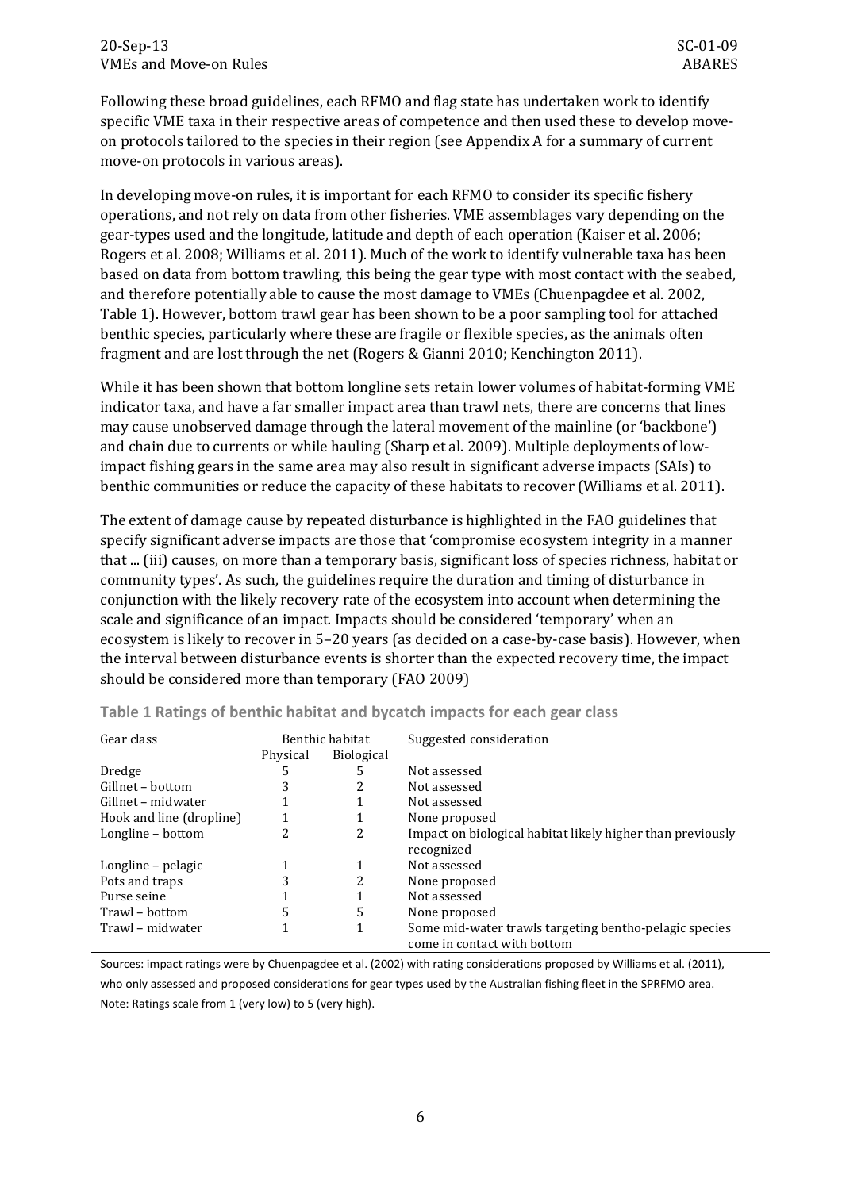Following these broad guidelines, each RFMO and flag state has undertaken work to identify specific VME taxa in their respective areas of competence and then used these to develop move-on protocols tailored to the species in their region (see Appendix A for a summary of current move-on protocols in various areas).

In developing move-on rules, it is important for each RFMO to consider its specific fishery operations, and not rely on data from other fisheries. VME assemblages vary depending on the gear-types used and the longitude, latitude and depth of each operation (Kaiser et al. 2006; Rogers et al. 2008; Williams et al. 2011). Much of the work to identify vulnerable taxa has been based on data from bottom trawling, this being the gear type with most contact with the seabed, and therefore potentially able to cause the most damage to VMEs (Chuenpagdee et al. 2002, Table 1). However, bottom trawl gear has been shown to be a poor sampling tool for attached benthic species, particularly where these are fragile or flexible species, as the animals often fragment and are lost through the net (Rogers & Gianni 2010; Kenchington 2011).

While it has been shown that bottom longline sets retain lower volumes of habitat-forming VME indicator taxa, and have a far smaller impact area than trawl nets, there are concerns that lines may cause unobserved damage through the lateral movement of the mainline (or 'backbone') and chain due to currents or while hauling (Sharp et al. 2009). Multiple deployments of low-impact fishing gears in the same area may also result in significant adverse impacts (SAIs) to benthic communities or reduce the capacity of these habitats to recover (Williams et al. 2011).

The extent of damage cause by repeated disturbance is highlighted in the FAO guidelines that specify significant adverse impacts are those that 'compromise ecosystem integrity in a manner that ... (iii) causes, on more than a temporary basis, significant loss of species richness, habitat or community types'. As such, the guidelines require the duration and timing of disturbance in conjunction with the likely recovery rate of the ecosystem into account when determining the scale and significance of an impact. Impacts should be considered 'temporary' when an ecosystem is likely to recover in 5–20 years (as decided on a case-by-case basis). However, when the interval between disturbance events is shorter than the expected recovery time, the impact should be considered more than temporary (FAO 2009)

**Table 1 Ratings of benthic habitat and bycatch impacts for each gear class**

| Gear class | Benthic habitat | | Suggested consideration |
|---|---|---|---|
| | Physical | Biological | |
| Dredge | 5 | 5 | Not assessed |
| Gillnet – bottom | 3 | 2 | Not assessed |
| Gillnet – midwater | 1 | 1 | Not assessed |
| Hook and line (dropline) | 1 | 1 | None proposed |
| Longline – bottom | 2 | 2 | Impact on biological habitat likely higher than previously recognized |
| Longline – pelagic | 1 | 1 | Not assessed |
| Pots and traps | 3 | 2 | None proposed |
| Purse seine | 1 | 1 | Not assessed |
| Trawl – bottom | 5 | 5 | None proposed |
| Trawl – midwater | 1 | 1 | Some mid-water trawls targeting bentho-pelagic species come in contact with bottom |

Sources: impact ratings were by Chuenpagdee et al. (2002) with rating considerations proposed by Williams et al. (2011), who only assessed and proposed considerations for gear types used by the Australian fishing fleet in the SPRFMO area.
Note: Ratings scale from 1 (very low) to 5 (very high).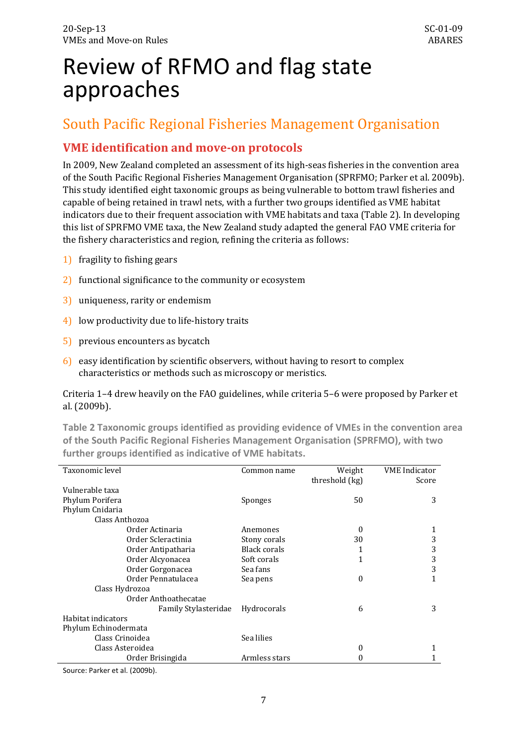# Review of RFMO and flag state approaches

## South Pacific Regional Fisheries Management Organisation

### VME identification and move-on protocols

In 2009, New Zealand completed an assessment of its high-seas fisheries in the convention area of the South Pacific Regional Fisheries Management Organisation (SPRFMO; Parker et al. 2009b). This study identified eight taxonomic groups as being vulnerable to bottom trawl fisheries and capable of being retained in trawl nets, with a further two groups identified as VME habitat indicators due to their frequent association with VME habitats and taxa (Table 2). In developing this list of SPRFMO VME taxa, the New Zealand study adapted the general FAO VME criteria for the fishery characteristics and region, refining the criteria as follows:

1) fragility to fishing gears
2) functional significance to the community or ecosystem
3) uniqueness, rarity or endemism
4) low productivity due to life-history traits
5) previous encounters as bycatch
6) easy identification by scientific observers, without having to resort to complex characteristics or methods such as microscopy or meristics.

Criteria 1–4 drew heavily on the FAO guidelines, while criteria 5–6 were proposed by Parker et al. (2009b).

**Table 2 Taxonomic groups identified as providing evidence of VMEs in the convention area of the South Pacific Regional Fisheries Management Organisation (SPRFMO), with two further groups identified as indicative of VME habitats.**

| Taxonomic level | Common name | Weight threshold (kg) | VME Indicator Score |
|---|---|---|---|
| Vulnerable taxa | | | |
| Phylum Porifera | Sponges | 50 | 3 |
| Phylum Cnidaria | | | |
| Class Anthozoa | | | |
| Order Actinaria | Anemones | 0 | 1 |
| Order Scleractinia | Stony corals | 30 | 3 |
| Order Antipatharia | Black corals | 1 | 3 |
| Order Alcyonacea | Soft corals | 1 | 3 |
| Order Gorgonacea | Sea fans | | 3 |
| Order Pennatulacea | Sea pens | 0 | 1 |
| Class Hydrozoa | | | |
| Order Anthoathecatae | | | |
| Family Stylasteridae | Hydrocorals | 6 | 3 |
| Habitat indicators | | | |
| Phylum Echinodermata | | | |
| Class Crinoidea | Sea lilies | | |
| Class Asteroidea | | 0 | 1 |
| Order Brisingida | Armless stars | 0 | 1 |

Source: Parker et al. (2009b).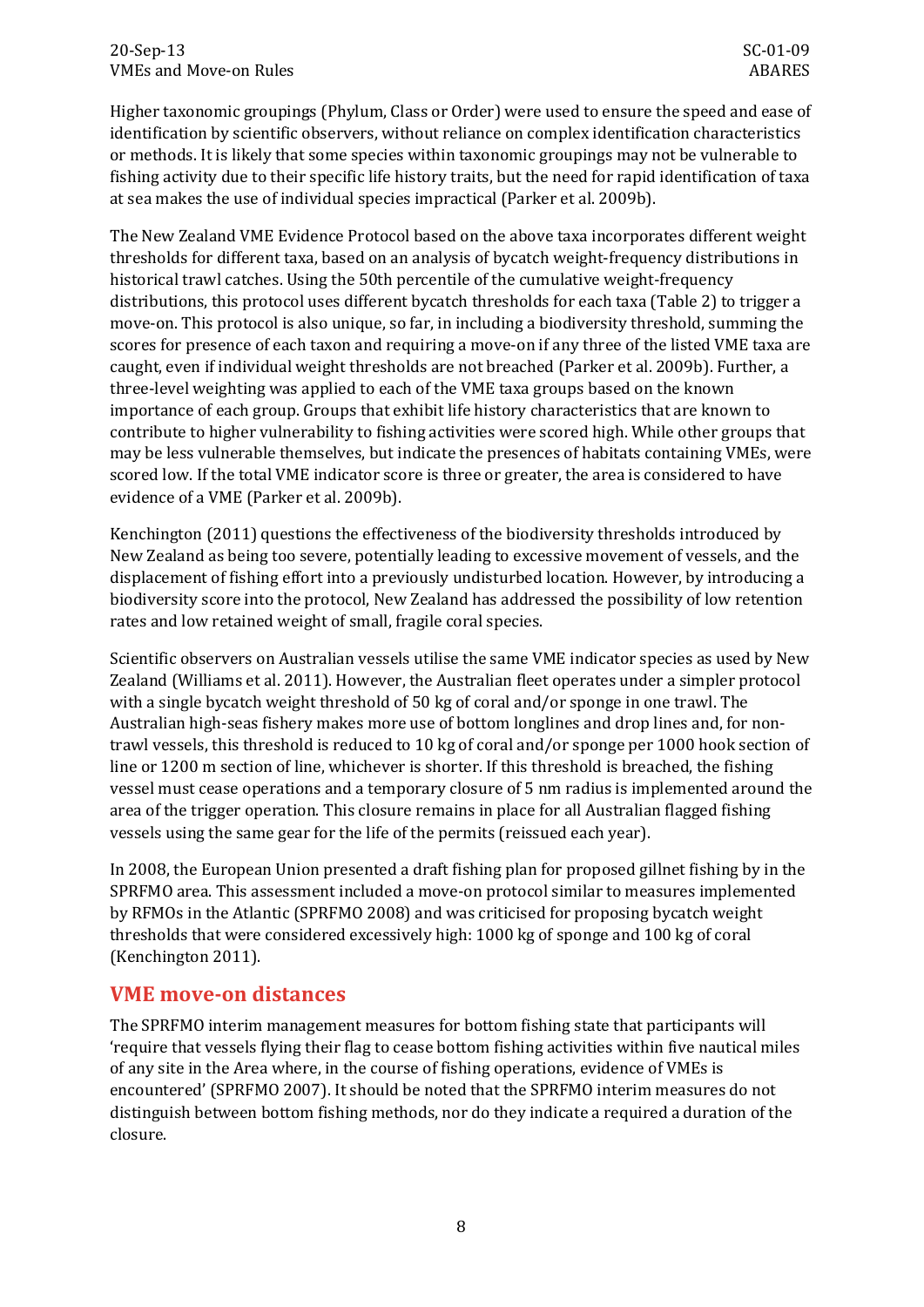Higher taxonomic groupings (Phylum, Class or Order) were used to ensure the speed and ease of identification by scientific observers, without reliance on complex identification characteristics or methods. It is likely that some species within taxonomic groupings may not be vulnerable to fishing activity due to their specific life history traits, but the need for rapid identification of taxa at sea makes the use of individual species impractical (Parker et al. 2009b).

The New Zealand VME Evidence Protocol based on the above taxa incorporates different weight thresholds for different taxa, based on an analysis of bycatch weight-frequency distributions in historical trawl catches. Using the 50th percentile of the cumulative weight-frequency distributions, this protocol uses different bycatch thresholds for each taxa (Table 2) to trigger a move-on. This protocol is also unique, so far, in including a biodiversity threshold, summing the scores for presence of each taxon and requiring a move-on if any three of the listed VME taxa are caught, even if individual weight thresholds are not breached (Parker et al. 2009b). Further, a three-level weighting was applied to each of the VME taxa groups based on the known importance of each group. Groups that exhibit life history characteristics that are known to contribute to higher vulnerability to fishing activities were scored high. While other groups that may be less vulnerable themselves, but indicate the presences of habitats containing VMEs, were scored low. If the total VME indicator score is three or greater, the area is considered to have evidence of a VME (Parker et al. 2009b).

Kenchington (2011) questions the effectiveness of the biodiversity thresholds introduced by New Zealand as being too severe, potentially leading to excessive movement of vessels, and the displacement of fishing effort into a previously undisturbed location. However, by introducing a biodiversity score into the protocol, New Zealand has addressed the possibility of low retention rates and low retained weight of small, fragile coral species.

Scientific observers on Australian vessels utilise the same VME indicator species as used by New Zealand (Williams et al. 2011). However, the Australian fleet operates under a simpler protocol with a single bycatch weight threshold of 50 kg of coral and/or sponge in one trawl. The Australian high-seas fishery makes more use of bottom longlines and drop lines and, for non-trawl vessels, this threshold is reduced to 10 kg of coral and/or sponge per 1000 hook section of line or 1200 m section of line, whichever is shorter. If this threshold is breached, the fishing vessel must cease operations and a temporary closure of 5 nm radius is implemented around the area of the trigger operation. This closure remains in place for all Australian flagged fishing vessels using the same gear for the life of the permits (reissued each year).

In 2008, the European Union presented a draft fishing plan for proposed gillnet fishing by in the SPRFMO area. This assessment included a move-on protocol similar to measures implemented by RFMOs in the Atlantic (SPRFMO 2008) and was criticised for proposing bycatch weight thresholds that were considered excessively high: 1000 kg of sponge and 100 kg of coral (Kenchington 2011).

## VME move-on distances

The SPRFMO interim management measures for bottom fishing state that participants will 'require that vessels flying their flag to cease bottom fishing activities within five nautical miles of any site in the Area where, in the course of fishing operations, evidence of VMEs is encountered' (SPRFMO 2007). It should be noted that the SPRFMO interim measures do not distinguish between bottom fishing methods, nor do they indicate a required a duration of the closure.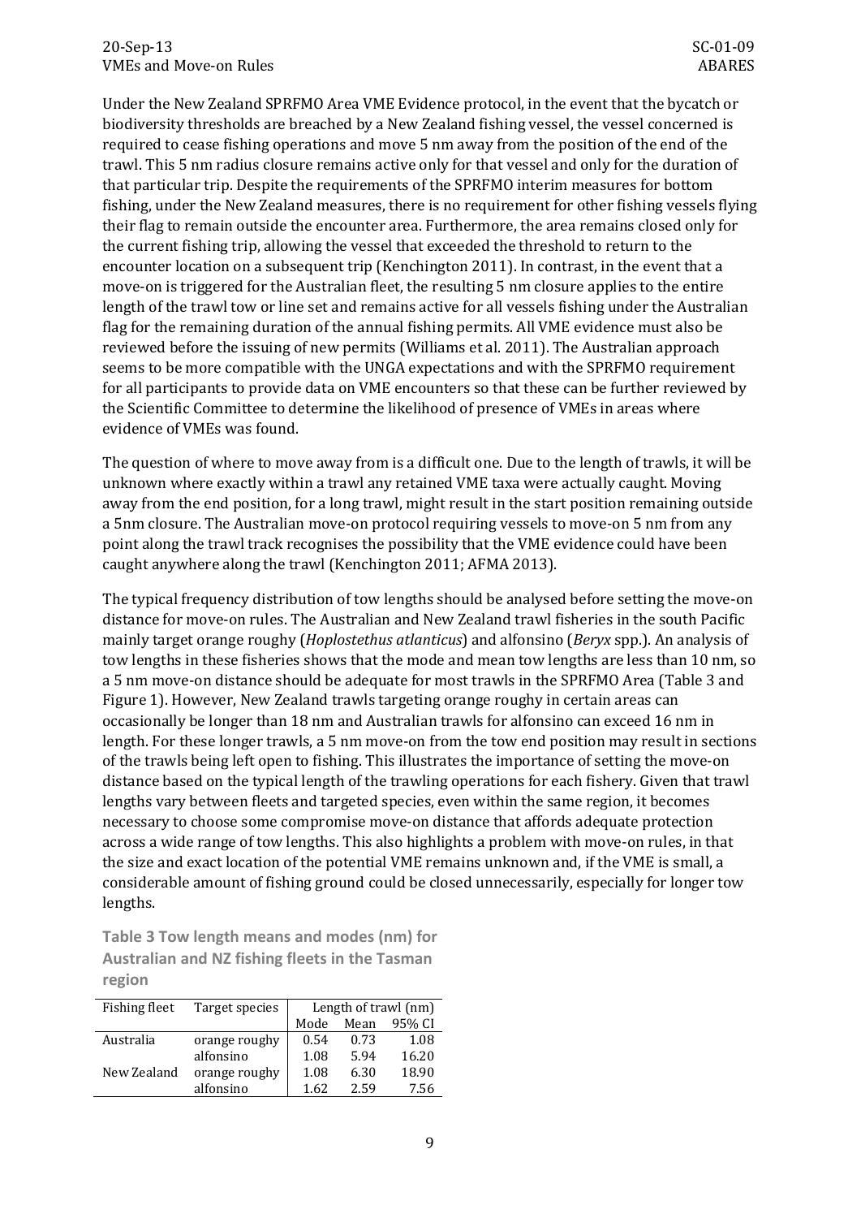Under the New Zealand SPRFMO Area VME Evidence protocol, in the event that the bycatch or biodiversity thresholds are breached by a New Zealand fishing vessel, the vessel concerned is required to cease fishing operations and move 5 nm away from the position of the end of the trawl. This 5 nm radius closure remains active only for that vessel and only for the duration of that particular trip. Despite the requirements of the SPRFMO interim measures for bottom fishing, under the New Zealand measures, there is no requirement for other fishing vessels flying their flag to remain outside the encounter area. Furthermore, the area remains closed only for the current fishing trip, allowing the vessel that exceeded the threshold to return to the encounter location on a subsequent trip (Kenchington 2011). In contrast, in the event that a move-on is triggered for the Australian fleet, the resulting 5 nm closure applies to the entire length of the trawl tow or line set and remains active for all vessels fishing under the Australian flag for the remaining duration of the annual fishing permits. All VME evidence must also be reviewed before the issuing of new permits (Williams et al. 2011). The Australian approach seems to be more compatible with the UNGA expectations and with the SPRFMO requirement for all participants to provide data on VME encounters so that these can be further reviewed by the Scientific Committee to determine the likelihood of presence of VMEs in areas where evidence of VMEs was found.

The question of where to move away from is a difficult one. Due to the length of trawls, it will be unknown where exactly within a trawl any retained VME taxa were actually caught. Moving away from the end position, for a long trawl, might result in the start position remaining outside a 5nm closure. The Australian move-on protocol requiring vessels to move-on 5 nm from any point along the trawl track recognises the possibility that the VME evidence could have been caught anywhere along the trawl (Kenchington 2011; AFMA 2013).

The typical frequency distribution of tow lengths should be analysed before setting the move-on distance for move-on rules. The Australian and New Zealand trawl fisheries in the south Pacific mainly target orange roughy (*Hoplostethus atlanticus*) and alfonsino (*Beryx* spp.). An analysis of tow lengths in these fisheries shows that the mode and mean tow lengths are less than 10 nm, so a 5 nm move-on distance should be adequate for most trawls in the SPRFMO Area (Table 3 and Figure 1). However, New Zealand trawls targeting orange roughy in certain areas can occasionally be longer than 18 nm and Australian trawls for alfonsino can exceed 16 nm in length. For these longer trawls, a 5 nm move-on from the tow end position may result in sections of the trawls being left open to fishing. This illustrates the importance of setting the move-on distance based on the typical length of the trawling operations for each fishery. Given that trawl lengths vary between fleets and targeted species, even within the same region, it becomes necessary to choose some compromise move-on distance that affords adequate protection across a wide range of tow lengths. This also highlights a problem with move-on rules, in that the size and exact location of the potential VME remains unknown and, if the VME is small, a considerable amount of fishing ground could be closed unnecessarily, especially for longer tow lengths.

**Table 3 Tow length means and modes (nm) for Australian and NZ fishing fleets in the Tasman region**

| Fishing fleet | Target species | Length of trawl (nm) | | |
|---|---|---|---|---|
| | | Mode | Mean | 95% CI |
| Australia | orange roughy | 0.54 | 0.73 | 1.08 |
| | alfonsino | 1.08 | 5.94 | 16.20 |
| New Zealand | orange roughy | 1.08 | 6.30 | 18.90 |
| | alfonsino | 1.62 | 2.59 | 7.56 |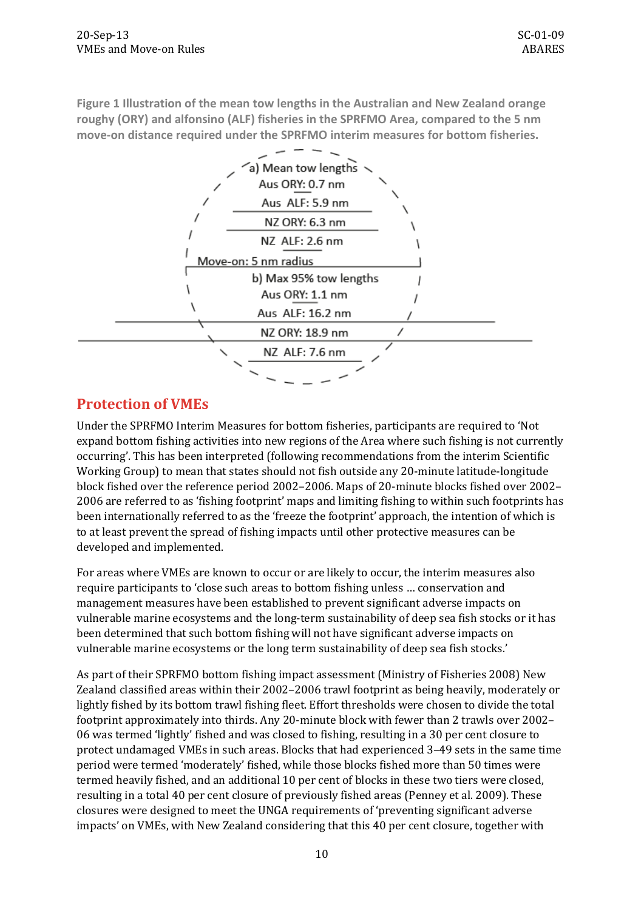Figure 1 Illustration of the mean tow lengths in the Australian and New Zealand orange roughy (ORY) and alfonsino (ALF) fisheries in the SPRFMO Area, compared to the 5 nm move-on distance required under the SPRFMO interim measures for bottom fisheries.

a) Mean tow lengths

Aus ORY: 0.7 nm

Aus ALF: 5.9 nm

NZ ORY: 6.3 nm

NZ ALF: 2.6 nm

Move-on: 5 nm radius

b) Max 95% tow lengths

Aus ORY: 1.1 nm

Aus ALF: 16.2 nm

NZ ORY: 18.9 nm

NZ ALF: 7.6 nm

## Protection of VMEs

Under the SPRFMO Interim Measures for bottom fisheries, participants are required to 'Not expand bottom fishing activities into new regions of the Area where such fishing is not currently occurring'. This has been interpreted (following recommendations from the interim Scientific Working Group) to mean that states should not fish outside any 20-minute latitude-longitude block fished over the reference period 2002–2006. Maps of 20-minute blocks fished over 2002–2006 are referred to as 'fishing footprint' maps and limiting fishing to within such footprints has been internationally referred to as the 'freeze the footprint' approach, the intention of which is to at least prevent the spread of fishing impacts until other protective measures can be developed and implemented.

For areas where VMEs are known to occur or are likely to occur, the interim measures also require participants to 'close such areas to bottom fishing unless … conservation and management measures have been established to prevent significant adverse impacts on vulnerable marine ecosystems and the long-term sustainability of deep sea fish stocks or it has been determined that such bottom fishing will not have significant adverse impacts on vulnerable marine ecosystems or the long term sustainability of deep sea fish stocks.'

As part of their SPRFMO bottom fishing impact assessment (Ministry of Fisheries 2008) New Zealand classified areas within their 2002–2006 trawl footprint as being heavily, moderately or lightly fished by its bottom trawl fishing fleet. Effort thresholds were chosen to divide the total footprint approximately into thirds. Any 20-minute block with fewer than 2 trawls over 2002–06 was termed 'lightly' fished and was closed to fishing, resulting in a 30 per cent closure to protect undamaged VMEs in such areas. Blocks that had experienced 3–49 sets in the same time period were termed 'moderately' fished, while those blocks fished more than 50 times were termed heavily fished, and an additional 10 per cent of blocks in these two tiers were closed, resulting in a total 40 per cent closure of previously fished areas (Penney et al. 2009). These closures were designed to meet the UNGA requirements of 'preventing significant adverse impacts' on VMEs, with New Zealand considering that this 40 per cent closure, together with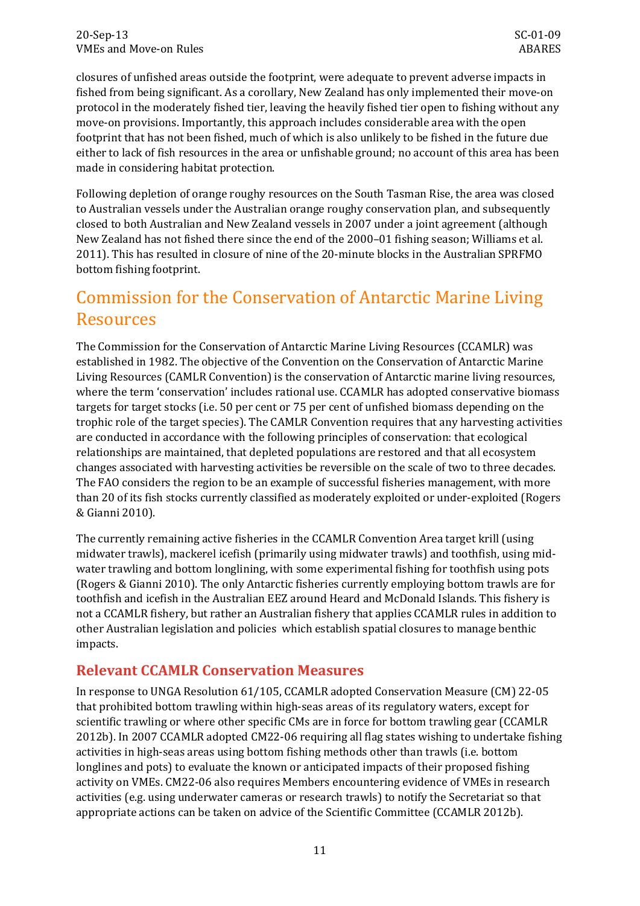closures of unfished areas outside the footprint, were adequate to prevent adverse impacts in fished from being significant. As a corollary, New Zealand has only implemented their move-on protocol in the moderately fished tier, leaving the heavily fished tier open to fishing without any move-on provisions. Importantly, this approach includes considerable area with the open footprint that has not been fished, much of which is also unlikely to be fished in the future due either to lack of fish resources in the area or unfishable ground; no account of this area has been made in considering habitat protection.

Following depletion of orange roughy resources on the South Tasman Rise, the area was closed to Australian vessels under the Australian orange roughy conservation plan, and subsequently closed to both Australian and New Zealand vessels in 2007 under a joint agreement (although New Zealand has not fished there since the end of the 2000–01 fishing season; Williams et al. 2011). This has resulted in closure of nine of the 20-minute blocks in the Australian SPRFMO bottom fishing footprint.

# Commission for the Conservation of Antarctic Marine Living Resources

The Commission for the Conservation of Antarctic Marine Living Resources (CCAMLR) was established in 1982. The objective of the Convention on the Conservation of Antarctic Marine Living Resources (CAMLR Convention) is the conservation of Antarctic marine living resources, where the term 'conservation' includes rational use. CCAMLR has adopted conservative biomass targets for target stocks (i.e. 50 per cent or 75 per cent of unfished biomass depending on the trophic role of the target species). The CAMLR Convention requires that any harvesting activities are conducted in accordance with the following principles of conservation: that ecological relationships are maintained, that depleted populations are restored and that all ecosystem changes associated with harvesting activities be reversible on the scale of two to three decades. The FAO considers the region to be an example of successful fisheries management, with more than 20 of its fish stocks currently classified as moderately exploited or under-exploited (Rogers & Gianni 2010).

The currently remaining active fisheries in the CCAMLR Convention Area target krill (using midwater trawls), mackerel icefish (primarily using midwater trawls) and toothfish, using mid-water trawling and bottom longlining, with some experimental fishing for toothfish using pots (Rogers & Gianni 2010). The only Antarctic fisheries currently employing bottom trawls are for toothfish and icefish in the Australian EEZ around Heard and McDonald Islands. This fishery is not a CCAMLR fishery, but rather an Australian fishery that applies CCAMLR rules in addition to other Australian legislation and policies which establish spatial closures to manage benthic impacts.

## Relevant CCAMLR Conservation Measures

In response to UNGA Resolution 61/105, CCAMLR adopted Conservation Measure (CM) 22-05 that prohibited bottom trawling within high-seas areas of its regulatory waters, except for scientific trawling or where other specific CMs are in force for bottom trawling gear (CCAMLR 2012b). In 2007 CCAMLR adopted CM22-06 requiring all flag states wishing to undertake fishing activities in high-seas areas using bottom fishing methods other than trawls (i.e. bottom longlines and pots) to evaluate the known or anticipated impacts of their proposed fishing activity on VMEs. CM22-06 also requires Members encountering evidence of VMEs in research activities (e.g. using underwater cameras or research trawls) to notify the Secretariat so that appropriate actions can be taken on advice of the Scientific Committee (CCAMLR 2012b).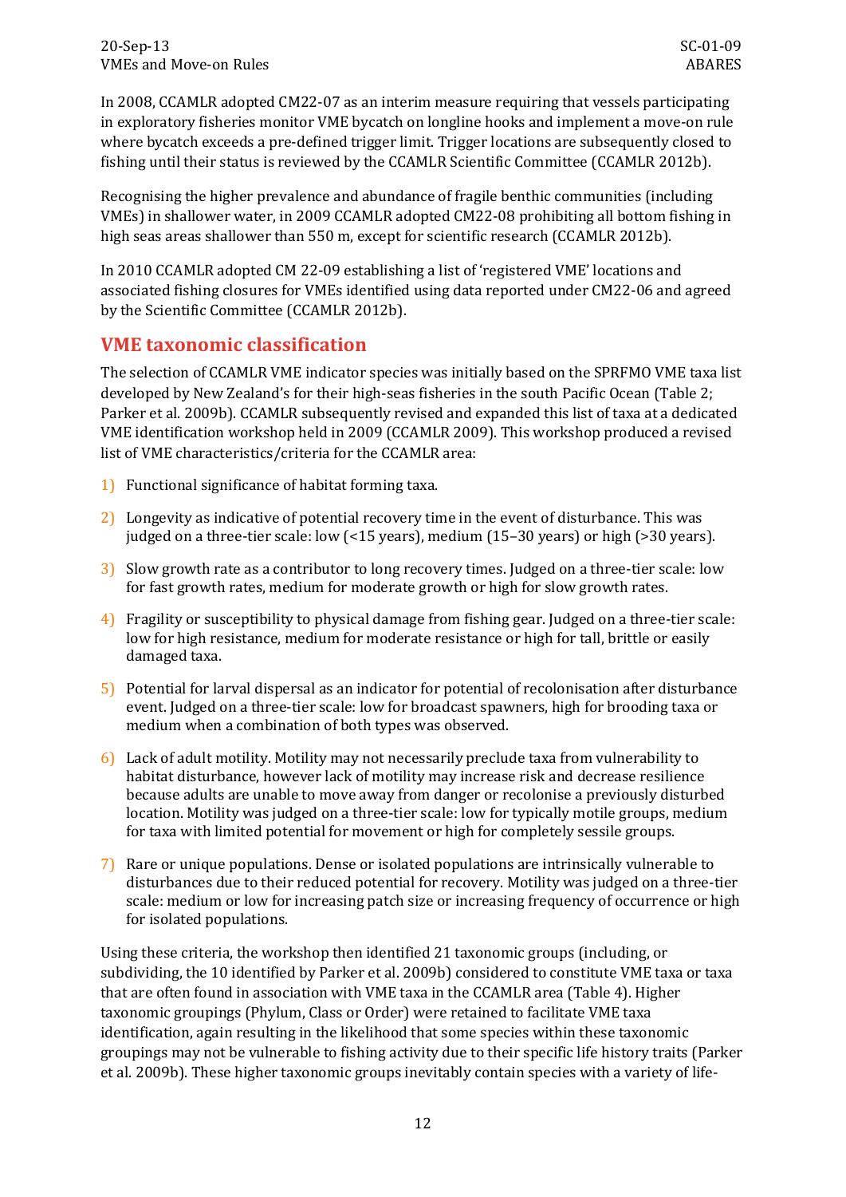In 2008, CCAMLR adopted CM22-07 as an interim measure requiring that vessels participating in exploratory fisheries monitor VME bycatch on longline hooks and implement a move-on rule where bycatch exceeds a pre-defined trigger limit. Trigger locations are subsequently closed to fishing until their status is reviewed by the CCAMLR Scientific Committee (CCAMLR 2012b).

Recognising the higher prevalence and abundance of fragile benthic communities (including VMEs) in shallower water, in 2009 CCAMLR adopted CM22-08 prohibiting all bottom fishing in high seas areas shallower than 550 m, except for scientific research (CCAMLR 2012b).

In 2010 CCAMLR adopted CM 22-09 establishing a list of 'registered VME' locations and associated fishing closures for VMEs identified using data reported under CM22-06 and agreed by the Scientific Committee (CCAMLR 2012b).

## VME taxonomic classification

The selection of CCAMLR VME indicator species was initially based on the SPRFMO VME taxa list developed by New Zealand's for their high-seas fisheries in the south Pacific Ocean (Table 2; Parker et al. 2009b). CCAMLR subsequently revised and expanded this list of taxa at a dedicated VME identification workshop held in 2009 (CCAMLR 2009). This workshop produced a revised list of VME characteristics/criteria for the CCAMLR area:

1) Functional significance of habitat forming taxa.
2) Longevity as indicative of potential recovery time in the event of disturbance. This was judged on a three-tier scale: low (<15 years), medium (15–30 years) or high (>30 years).
3) Slow growth rate as a contributor to long recovery times. Judged on a three-tier scale: low for fast growth rates, medium for moderate growth or high for slow growth rates.
4) Fragility or susceptibility to physical damage from fishing gear. Judged on a three-tier scale: low for high resistance, medium for moderate resistance or high for tall, brittle or easily damaged taxa.
5) Potential for larval dispersal as an indicator for potential of recolonisation after disturbance event. Judged on a three-tier scale: low for broadcast spawners, high for brooding taxa or medium when a combination of both types was observed.
6) Lack of adult motility. Motility may not necessarily preclude taxa from vulnerability to habitat disturbance, however lack of motility may increase risk and decrease resilience because adults are unable to move away from danger or recolonise a previously disturbed location. Motility was judged on a three-tier scale: low for typically motile groups, medium for taxa with limited potential for movement or high for completely sessile groups.
7) Rare or unique populations. Dense or isolated populations are intrinsically vulnerable to disturbances due to their reduced potential for recovery. Motility was judged on a three-tier scale: medium or low for increasing patch size or increasing frequency of occurrence or high for isolated populations.

Using these criteria, the workshop then identified 21 taxonomic groups (including, or subdividing, the 10 identified by Parker et al. 2009b) considered to constitute VME taxa or taxa that are often found in association with VME taxa in the CCAMLR area (Table 4). Higher taxonomic groupings (Phylum, Class or Order) were retained to facilitate VME taxa identification, again resulting in the likelihood that some species within these taxonomic groupings may not be vulnerable to fishing activity due to their specific life history traits (Parker et al. 2009b). These higher taxonomic groups inevitably contain species with a variety of life-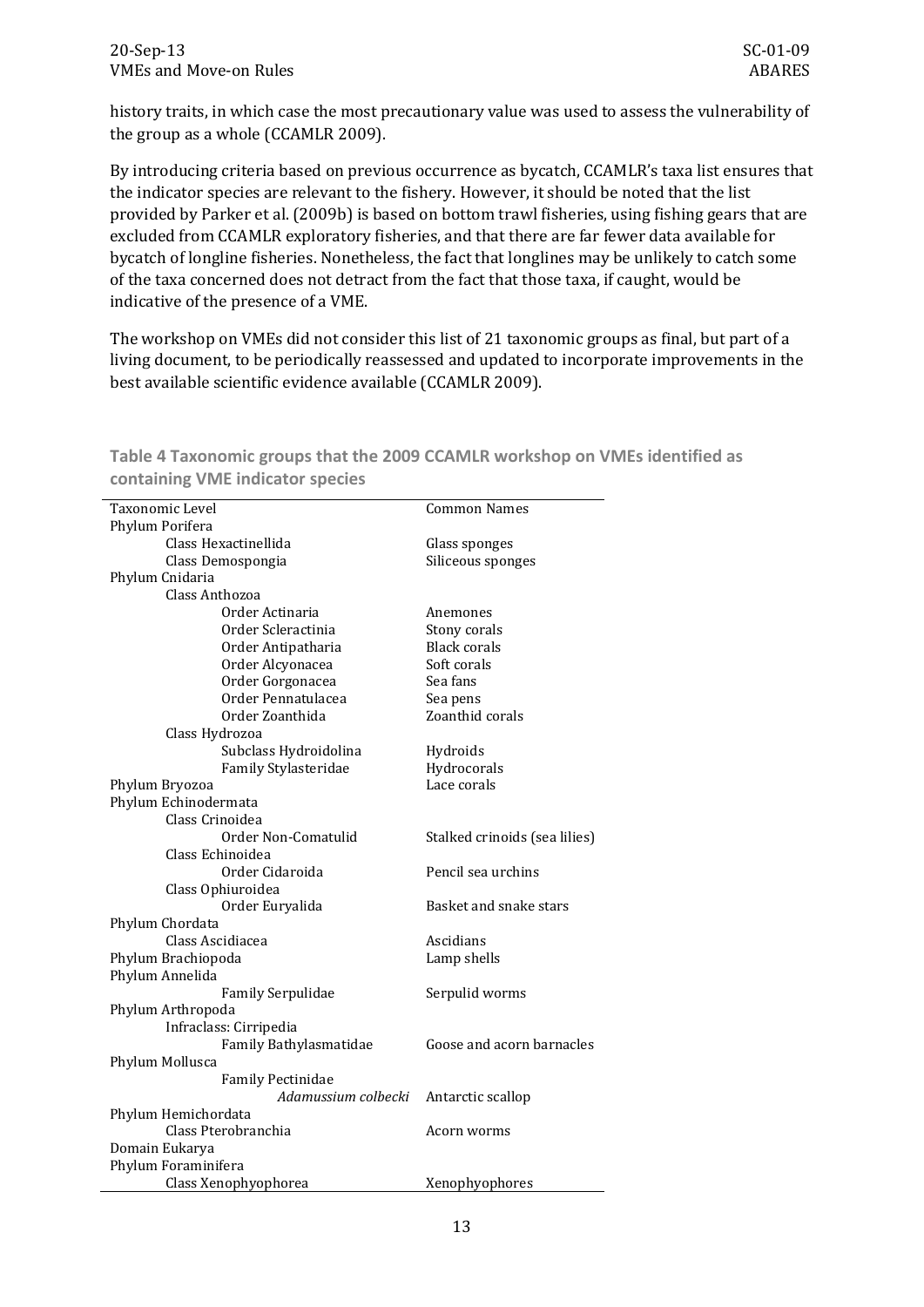history traits, in which case the most precautionary value was used to assess the vulnerability of the group as a whole (CCAMLR 2009).

By introducing criteria based on previous occurrence as bycatch, CCAMLR's taxa list ensures that the indicator species are relevant to the fishery. However, it should be noted that the list provided by Parker et al. (2009b) is based on bottom trawl fisheries, using fishing gears that are excluded from CCAMLR exploratory fisheries, and that there are far fewer data available for bycatch of longline fisheries. Nonetheless, the fact that longlines may be unlikely to catch some of the taxa concerned does not detract from the fact that those taxa, if caught, would be indicative of the presence of a VME.

The workshop on VMEs did not consider this list of 21 taxonomic groups as final, but part of a living document, to be periodically reassessed and updated to incorporate improvements in the best available scientific evidence available (CCAMLR 2009).

**Table 4 Taxonomic groups that the 2009 CCAMLR workshop on VMEs identified as containing VME indicator species**

| Taxonomic Level | Common Names |
|---|---|
| Phylum Porifera | |
| Class Hexactinellida | Glass sponges |
| Class Demospongia | Siliceous sponges |
| Phylum Cnidaria | |
| Class Anthozoa | |
| Order Actinaria | Anemones |
| Order Scleractinia | Stony corals |
| Order Antipatharia | Black corals |
| Order Alcyonacea | Soft corals |
| Order Gorgonacea | Sea fans |
| Order Pennatulacea | Sea pens |
| Order Zoanthida | Zoanthid corals |
| Class Hydrozoa | |
| Subclass Hydroidolina | Hydroids |
| Family Stylasteridae | Hydrocorals |
| Phylum Bryozoa | Lace corals |
| Phylum Echinodermata | |
| Class Crinoidea | |
| Order Non-Comatulid | Stalked crinoids (sea lilies) |
| Class Echinoidea | |
| Order Cidaroida | Pencil sea urchins |
| Class Ophiuroidea | |
| Order Euryalida | Basket and snake stars |
| Phylum Chordata | |
| Class Ascidiacea | Ascidians |
| Phylum Brachiopoda | Lamp shells |
| Phylum Annelida | |
| Family Serpulidae | Serpulid worms |
| Phylum Arthropoda | |
| Infraclass: Cirripedia | |
| Family Bathylasmatidae | Goose and acorn barnacles |
| Phylum Mollusca | |
| Family Pectinidae | |
| *Adamussium colbecki* | Antarctic scallop |
| Phylum Hemichordata | |
| Class Pterobranchia | Acorn worms |
| Domain Eukarya | |
| Phylum Foraminifera | |
| Class Xenophyophorea | Xenophyophores |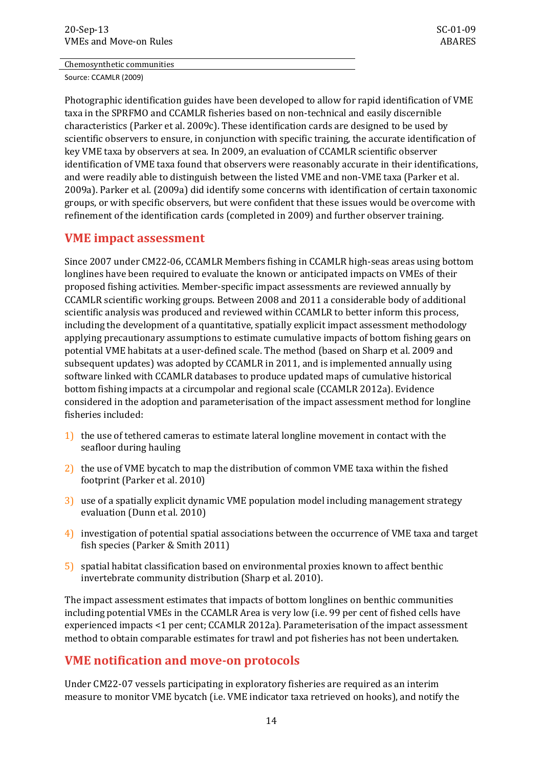| Chemosynthetic communities |
|---|

Source: CCAMLR (2009)

Photographic identification guides have been developed to allow for rapid identification of VME taxa in the SPRFMO and CCAMLR fisheries based on non-technical and easily discernible characteristics (Parker et al. 2009c). These identification cards are designed to be used by scientific observers to ensure, in conjunction with specific training, the accurate identification of key VME taxa by observers at sea. In 2009, an evaluation of CCAMLR scientific observer identification of VME taxa found that observers were reasonably accurate in their identifications, and were readily able to distinguish between the listed VME and non-VME taxa (Parker et al. 2009a). Parker et al. (2009a) did identify some concerns with identification of certain taxonomic groups, or with specific observers, but were confident that these issues would be overcome with refinement of the identification cards (completed in 2009) and further observer training.

## VME impact assessment

Since 2007 under CM22-06, CCAMLR Members fishing in CCAMLR high-seas areas using bottom longlines have been required to evaluate the known or anticipated impacts on VMEs of their proposed fishing activities. Member-specific impact assessments are reviewed annually by CCAMLR scientific working groups. Between 2008 and 2011 a considerable body of additional scientific analysis was produced and reviewed within CCAMLR to better inform this process, including the development of a quantitative, spatially explicit impact assessment methodology applying precautionary assumptions to estimate cumulative impacts of bottom fishing gears on potential VME habitats at a user-defined scale. The method (based on Sharp et al. 2009 and subsequent updates) was adopted by CCAMLR in 2011, and is implemented annually using software linked with CCAMLR databases to produce updated maps of cumulative historical bottom fishing impacts at a circumpolar and regional scale (CCAMLR 2012a). Evidence considered in the adoption and parameterisation of the impact assessment method for longline fisheries included:

1) the use of tethered cameras to estimate lateral longline movement in contact with the seafloor during hauling
2) the use of VME bycatch to map the distribution of common VME taxa within the fished footprint (Parker et al. 2010)
3) use of a spatially explicit dynamic VME population model including management strategy evaluation (Dunn et al. 2010)
4) investigation of potential spatial associations between the occurrence of VME taxa and target fish species (Parker & Smith 2011)
5) spatial habitat classification based on environmental proxies known to affect benthic invertebrate community distribution (Sharp et al. 2010).

The impact assessment estimates that impacts of bottom longlines on benthic communities including potential VMEs in the CCAMLR Area is very low (i.e. 99 per cent of fished cells have experienced impacts <1 per cent; CCAMLR 2012a). Parameterisation of the impact assessment method to obtain comparable estimates for trawl and pot fisheries has not been undertaken.

## VME notification and move-on protocols

Under CM22-07 vessels participating in exploratory fisheries are required as an interim measure to monitor VME bycatch (i.e. VME indicator taxa retrieved on hooks), and notify the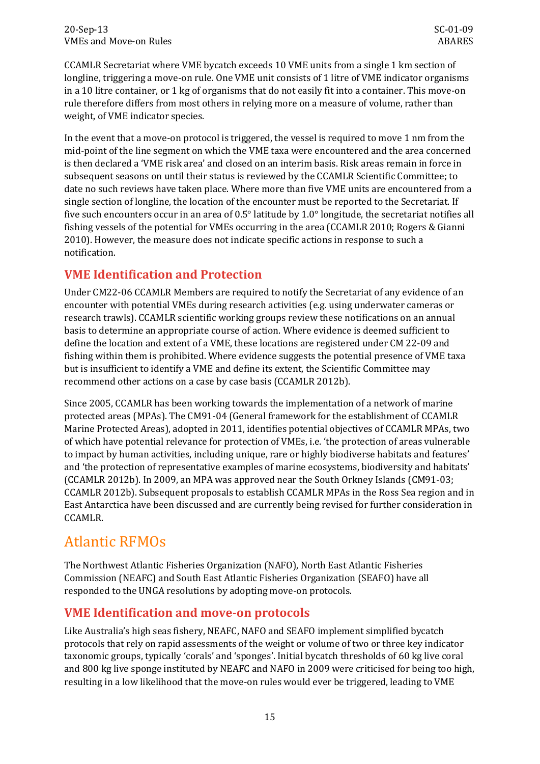CCAMLR Secretariat where VME bycatch exceeds 10 VME units from a single 1 km section of longline, triggering a move-on rule. One VME unit consists of 1 litre of VME indicator organisms in a 10 litre container, or 1 kg of organisms that do not easily fit into a container. This move-on rule therefore differs from most others in relying more on a measure of volume, rather than weight, of VME indicator species.

In the event that a move-on protocol is triggered, the vessel is required to move 1 nm from the mid-point of the line segment on which the VME taxa were encountered and the area concerned is then declared a 'VME risk area' and closed on an interim basis. Risk areas remain in force in subsequent seasons on until their status is reviewed by the CCAMLR Scientific Committee; to date no such reviews have taken place. Where more than five VME units are encountered from a single section of longline, the location of the encounter must be reported to the Secretariat. If five such encounters occur in an area of 0.5° latitude by 1.0° longitude, the secretariat notifies all fishing vessels of the potential for VMEs occurring in the area (CCAMLR 2010; Rogers & Gianni 2010). However, the measure does not indicate specific actions in response to such a notification.

### VME Identification and Protection

Under CM22-06 CCAMLR Members are required to notify the Secretariat of any evidence of an encounter with potential VMEs during research activities (e.g. using underwater cameras or research trawls). CCAMLR scientific working groups review these notifications on an annual basis to determine an appropriate course of action. Where evidence is deemed sufficient to define the location and extent of a VME, these locations are registered under CM 22-09 and fishing within them is prohibited. Where evidence suggests the potential presence of VME taxa but is insufficient to identify a VME and define its extent, the Scientific Committee may recommend other actions on a case by case basis (CCAMLR 2012b).

Since 2005, CCAMLR has been working towards the implementation of a network of marine protected areas (MPAs). The CM91-04 (General framework for the establishment of CCAMLR Marine Protected Areas), adopted in 2011, identifies potential objectives of CCAMLR MPAs, two of which have potential relevance for protection of VMEs, i.e. 'the protection of areas vulnerable to impact by human activities, including unique, rare or highly biodiverse habitats and features' and 'the protection of representative examples of marine ecosystems, biodiversity and habitats' (CCAMLR 2012b). In 2009, an MPA was approved near the South Orkney Islands (CM91-03; CCAMLR 2012b). Subsequent proposals to establish CCAMLR MPAs in the Ross Sea region and in East Antarctica have been discussed and are currently being revised for further consideration in CCAMLR.

## Atlantic RFMOs

The Northwest Atlantic Fisheries Organization (NAFO), North East Atlantic Fisheries Commission (NEAFC) and South East Atlantic Fisheries Organization (SEAFO) have all responded to the UNGA resolutions by adopting move-on protocols.

### VME Identification and move-on protocols

Like Australia's high seas fishery, NEAFC, NAFO and SEAFO implement simplified bycatch protocols that rely on rapid assessments of the weight or volume of two or three key indicator taxonomic groups, typically 'corals' and 'sponges'. Initial bycatch thresholds of 60 kg live coral and 800 kg live sponge instituted by NEAFC and NAFO in 2009 were criticised for being too high, resulting in a low likelihood that the move-on rules would ever be triggered, leading to VME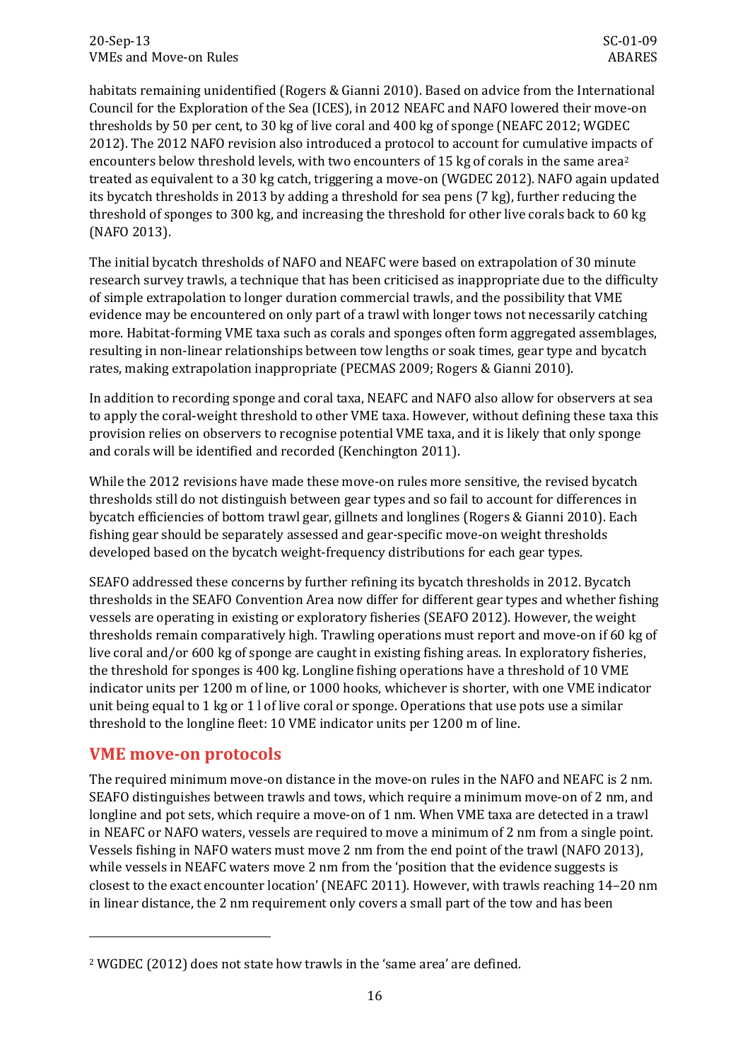habitats remaining unidentified (Rogers & Gianni 2010). Based on advice from the International Council for the Exploration of the Sea (ICES), in 2012 NEAFC and NAFO lowered their move-on thresholds by 50 per cent, to 30 kg of live coral and 400 kg of sponge (NEAFC 2012; WGDEC 2012). The 2012 NAFO revision also introduced a protocol to account for cumulative impacts of encounters below threshold levels, with two encounters of 15 kg of corals in the same area[2] treated as equivalent to a 30 kg catch, triggering a move-on (WGDEC 2012). NAFO again updated its bycatch thresholds in 2013 by adding a threshold for sea pens (7 kg), further reducing the threshold of sponges to 300 kg, and increasing the threshold for other live corals back to 60 kg (NAFO 2013).

The initial bycatch thresholds of NAFO and NEAFC were based on extrapolation of 30 minute research survey trawls, a technique that has been criticised as inappropriate due to the difficulty of simple extrapolation to longer duration commercial trawls, and the possibility that VME evidence may be encountered on only part of a trawl with longer tows not necessarily catching more. Habitat-forming VME taxa such as corals and sponges often form aggregated assemblages, resulting in non-linear relationships between tow lengths or soak times, gear type and bycatch rates, making extrapolation inappropriate (PECMAS 2009; Rogers & Gianni 2010).

In addition to recording sponge and coral taxa, NEAFC and NAFO also allow for observers at sea to apply the coral-weight threshold to other VME taxa. However, without defining these taxa this provision relies on observers to recognise potential VME taxa, and it is likely that only sponge and corals will be identified and recorded (Kenchington 2011).

While the 2012 revisions have made these move-on rules more sensitive, the revised bycatch thresholds still do not distinguish between gear types and so fail to account for differences in bycatch efficiencies of bottom trawl gear, gillnets and longlines (Rogers & Gianni 2010). Each fishing gear should be separately assessed and gear-specific move-on weight thresholds developed based on the bycatch weight-frequency distributions for each gear types.

SEAFO addressed these concerns by further refining its bycatch thresholds in 2012. Bycatch thresholds in the SEAFO Convention Area now differ for different gear types and whether fishing vessels are operating in existing or exploratory fisheries (SEAFO 2012). However, the weight thresholds remain comparatively high. Trawling operations must report and move-on if 60 kg of live coral and/or 600 kg of sponge are caught in existing fishing areas. In exploratory fisheries, the threshold for sponges is 400 kg. Longline fishing operations have a threshold of 10 VME indicator units per 1200 m of line, or 1000 hooks, whichever is shorter, with one VME indicator unit being equal to 1 kg or 1 l of live coral or sponge. Operations that use pots use a similar threshold to the longline fleet: 10 VME indicator units per 1200 m of line.

## VME move-on protocols

The required minimum move-on distance in the move-on rules in the NAFO and NEAFC is 2 nm. SEAFO distinguishes between trawls and tows, which require a minimum move-on of 2 nm, and longline and pot sets, which require a move-on of 1 nm. When VME taxa are detected in a trawl in NEAFC or NAFO waters, vessels are required to move a minimum of 2 nm from a single point. Vessels fishing in NAFO waters must move 2 nm from the end point of the trawl (NAFO 2013), while vessels in NEAFC waters move 2 nm from the 'position that the evidence suggests is closest to the exact encounter location' (NEAFC 2011). However, with trawls reaching 14–20 nm in linear distance, the 2 nm requirement only covers a small part of the tow and has been

[2] WGDEC (2012) does not state how trawls in the 'same area' are defined.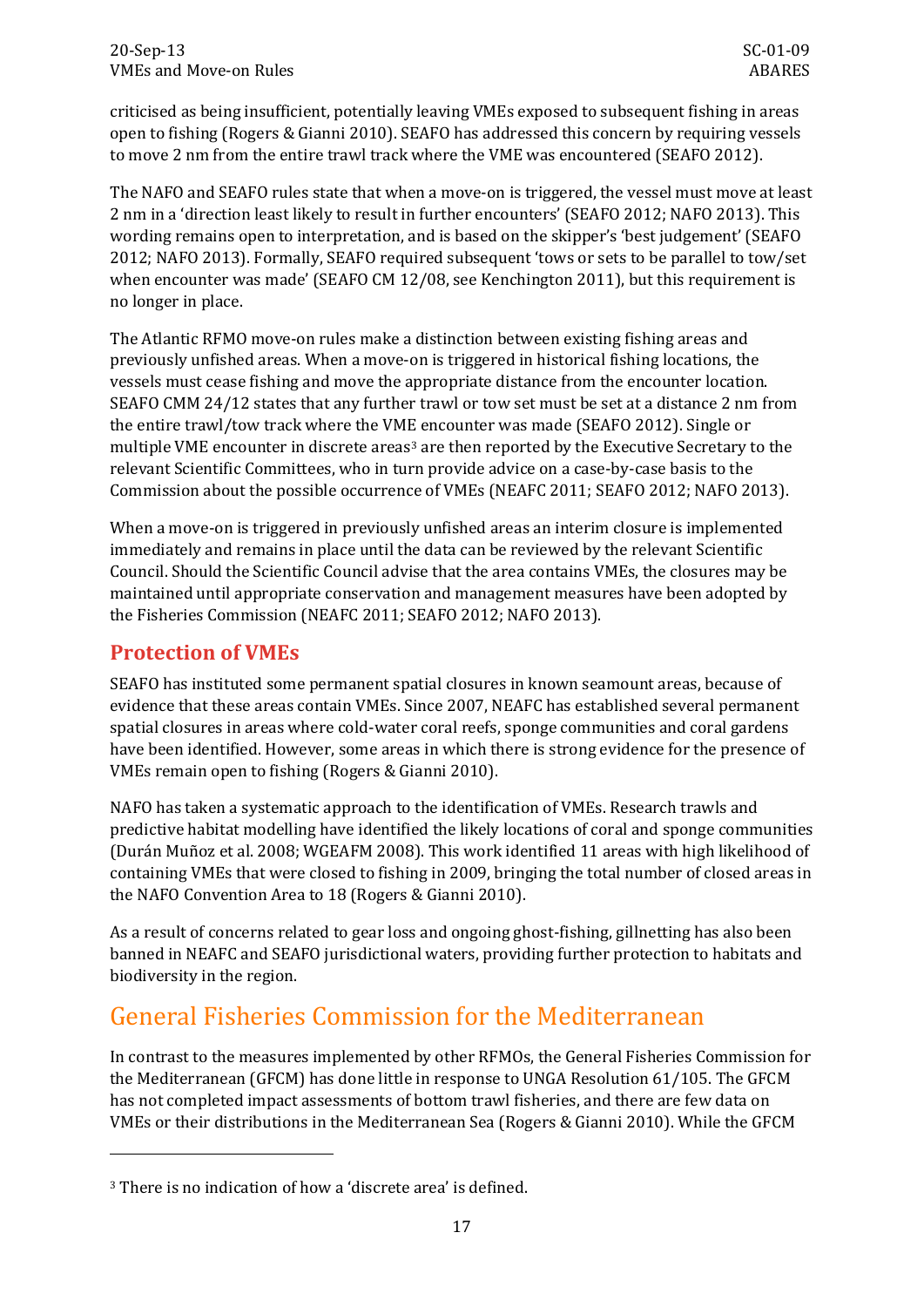criticised as being insufficient, potentially leaving VMEs exposed to subsequent fishing in areas open to fishing (Rogers & Gianni 2010). SEAFO has addressed this concern by requiring vessels to move 2 nm from the entire trawl track where the VME was encountered (SEAFO 2012).

The NAFO and SEAFO rules state that when a move-on is triggered, the vessel must move at least 2 nm in a 'direction least likely to result in further encounters' (SEAFO 2012; NAFO 2013). This wording remains open to interpretation, and is based on the skipper's 'best judgement' (SEAFO 2012; NAFO 2013). Formally, SEAFO required subsequent 'tows or sets to be parallel to tow/set when encounter was made' (SEAFO CM 12/08, see Kenchington 2011), but this requirement is no longer in place.

The Atlantic RFMO move-on rules make a distinction between existing fishing areas and previously unfished areas. When a move-on is triggered in historical fishing locations, the vessels must cease fishing and move the appropriate distance from the encounter location. SEAFO CMM 24/12 states that any further trawl or tow set must be set at a distance 2 nm from the entire trawl/tow track where the VME encounter was made (SEAFO 2012). Single or multiple VME encounter in discrete areas[3] are then reported by the Executive Secretary to the relevant Scientific Committees, who in turn provide advice on a case-by-case basis to the Commission about the possible occurrence of VMEs (NEAFC 2011; SEAFO 2012; NAFO 2013).

When a move-on is triggered in previously unfished areas an interim closure is implemented immediately and remains in place until the data can be reviewed by the relevant Scientific Council. Should the Scientific Council advise that the area contains VMEs, the closures may be maintained until appropriate conservation and management measures have been adopted by the Fisheries Commission (NEAFC 2011; SEAFO 2012; NAFO 2013).

### Protection of VMEs

SEAFO has instituted some permanent spatial closures in known seamount areas, because of evidence that these areas contain VMEs. Since 2007, NEAFC has established several permanent spatial closures in areas where cold-water coral reefs, sponge communities and coral gardens have been identified. However, some areas in which there is strong evidence for the presence of VMEs remain open to fishing (Rogers & Gianni 2010).

NAFO has taken a systematic approach to the identification of VMEs. Research trawls and predictive habitat modelling have identified the likely locations of coral and sponge communities (Durán Muñoz et al. 2008; WGEAFM 2008). This work identified 11 areas with high likelihood of containing VMEs that were closed to fishing in 2009, bringing the total number of closed areas in the NAFO Convention Area to 18 (Rogers & Gianni 2010).

As a result of concerns related to gear loss and ongoing ghost-fishing, gillnetting has also been banned in NEAFC and SEAFO jurisdictional waters, providing further protection to habitats and biodiversity in the region.

## General Fisheries Commission for the Mediterranean

In contrast to the measures implemented by other RFMOs, the General Fisheries Commission for the Mediterranean (GFCM) has done little in response to UNGA Resolution 61/105. The GFCM has not completed impact assessments of bottom trawl fisheries, and there are few data on VMEs or their distributions in the Mediterranean Sea (Rogers & Gianni 2010). While the GFCM

[3] There is no indication of how a 'discrete area' is defined.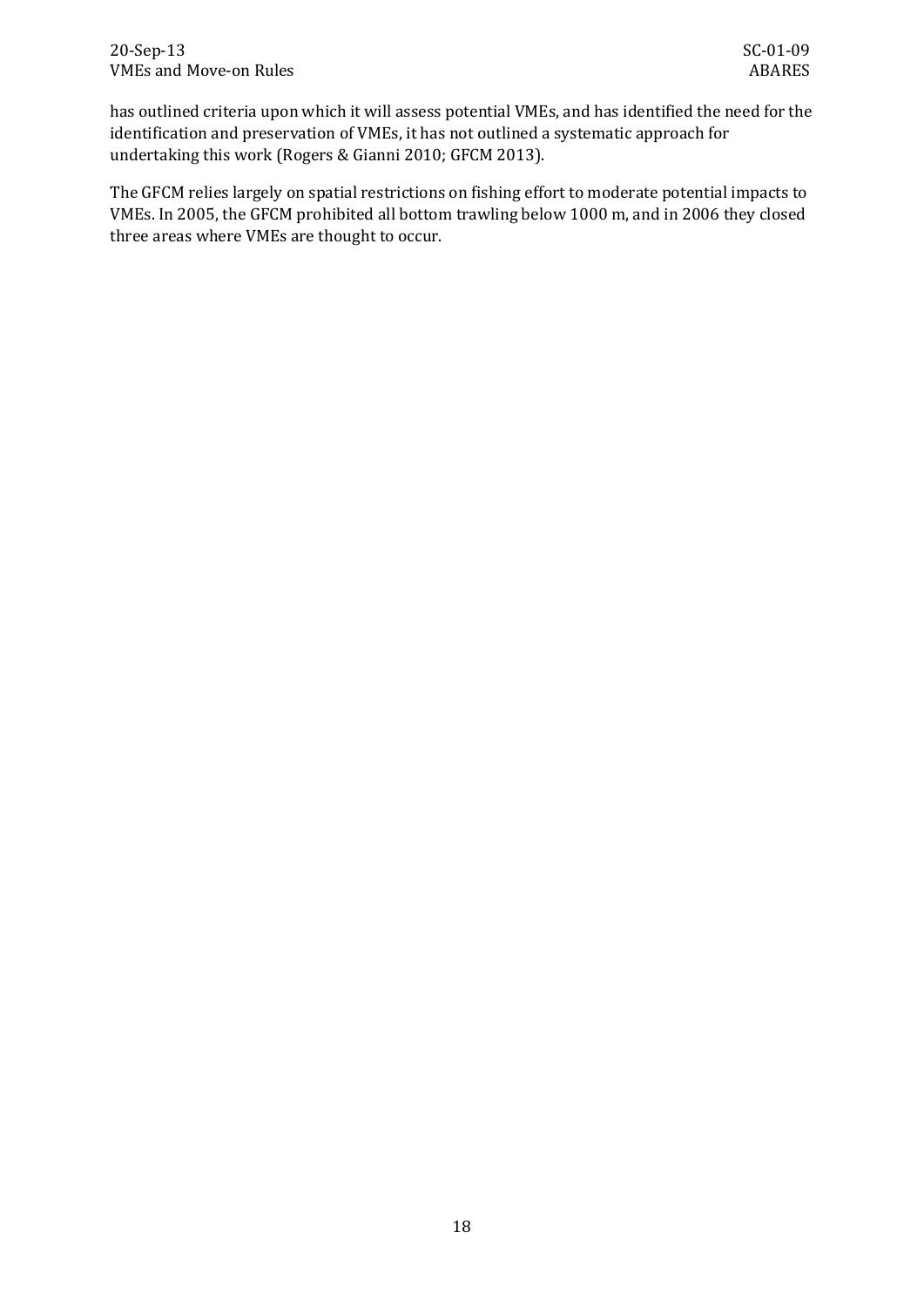has outlined criteria upon which it will assess potential VMEs, and has identified the need for the identification and preservation of VMEs, it has not outlined a systematic approach for undertaking this work (Rogers & Gianni 2010; GFCM 2013).

The GFCM relies largely on spatial restrictions on fishing effort to moderate potential impacts to VMEs. In 2005, the GFCM prohibited all bottom trawling below 1000 m, and in 2006 they closed three areas where VMEs are thought to occur.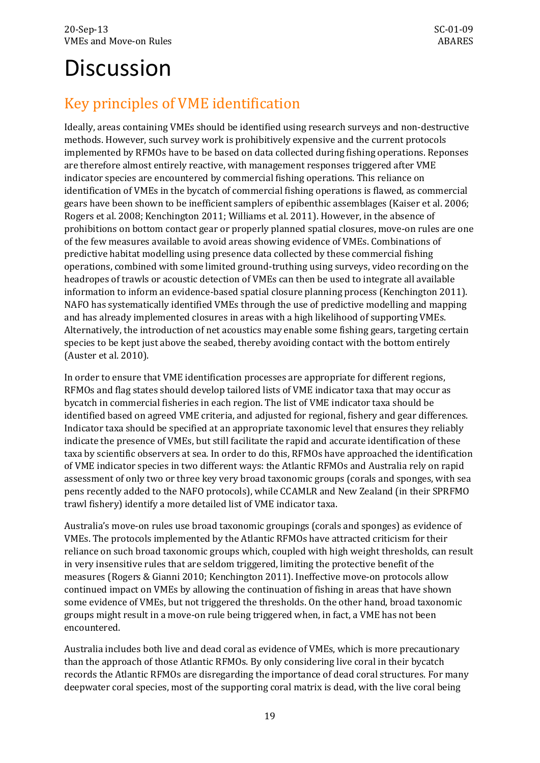# Discussion

## Key principles of VME identification

Ideally, areas containing VMEs should be identified using research surveys and non-destructive methods. However, such survey work is prohibitively expensive and the current protocols implemented by RFMOs have to be based on data collected during fishing operations. Reponses are therefore almost entirely reactive, with management responses triggered after VME indicator species are encountered by commercial fishing operations. This reliance on identification of VMEs in the bycatch of commercial fishing operations is flawed, as commercial gears have been shown to be inefficient samplers of epibenthic assemblages (Kaiser et al. 2006; Rogers et al. 2008; Kenchington 2011; Williams et al. 2011). However, in the absence of prohibitions on bottom contact gear or properly planned spatial closures, move-on rules are one of the few measures available to avoid areas showing evidence of VMEs. Combinations of predictive habitat modelling using presence data collected by these commercial fishing operations, combined with some limited ground-truthing using surveys, video recording on the headropes of trawls or acoustic detection of VMEs can then be used to integrate all available information to inform an evidence-based spatial closure planning process (Kenchington 2011). NAFO has systematically identified VMEs through the use of predictive modelling and mapping and has already implemented closures in areas with a high likelihood of supporting VMEs. Alternatively, the introduction of net acoustics may enable some fishing gears, targeting certain species to be kept just above the seabed, thereby avoiding contact with the bottom entirely (Auster et al. 2010).

In order to ensure that VME identification processes are appropriate for different regions, RFMOs and flag states should develop tailored lists of VME indicator taxa that may occur as bycatch in commercial fisheries in each region. The list of VME indicator taxa should be identified based on agreed VME criteria, and adjusted for regional, fishery and gear differences. Indicator taxa should be specified at an appropriate taxonomic level that ensures they reliably indicate the presence of VMEs, but still facilitate the rapid and accurate identification of these taxa by scientific observers at sea. In order to do this, RFMOs have approached the identification of VME indicator species in two different ways: the Atlantic RFMOs and Australia rely on rapid assessment of only two or three key very broad taxonomic groups (corals and sponges, with sea pens recently added to the NAFO protocols), while CCAMLR and New Zealand (in their SPRFMO trawl fishery) identify a more detailed list of VME indicator taxa.

Australia's move-on rules use broad taxonomic groupings (corals and sponges) as evidence of VMEs. The protocols implemented by the Atlantic RFMOs have attracted criticism for their reliance on such broad taxonomic groups which, coupled with high weight thresholds, can result in very insensitive rules that are seldom triggered, limiting the protective benefit of the measures (Rogers & Gianni 2010; Kenchington 2011). Ineffective move-on protocols allow continued impact on VMEs by allowing the continuation of fishing in areas that have shown some evidence of VMEs, but not triggered the thresholds. On the other hand, broad taxonomic groups might result in a move-on rule being triggered when, in fact, a VME has not been encountered.

Australia includes both live and dead coral as evidence of VMEs, which is more precautionary than the approach of those Atlantic RFMOs. By only considering live coral in their bycatch records the Atlantic RFMOs are disregarding the importance of dead coral structures. For many deepwater coral species, most of the supporting coral matrix is dead, with the live coral being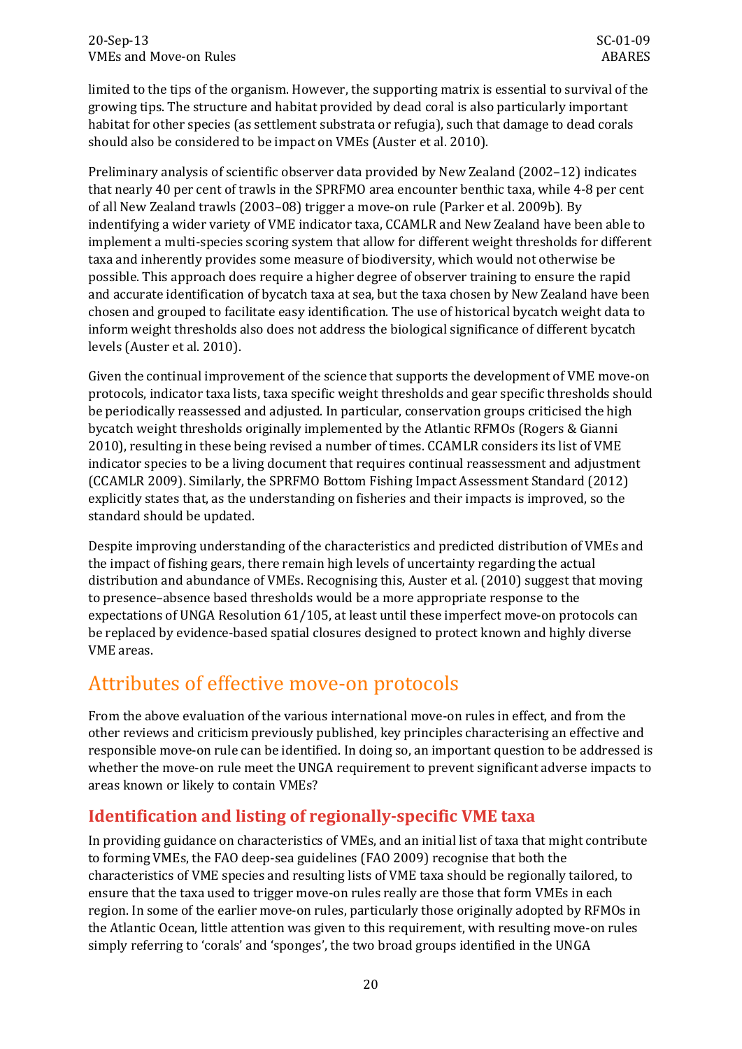limited to the tips of the organism. However, the supporting matrix is essential to survival of the growing tips. The structure and habitat provided by dead coral is also particularly important habitat for other species (as settlement substrata or refugia), such that damage to dead corals should also be considered to be impact on VMEs (Auster et al. 2010).

Preliminary analysis of scientific observer data provided by New Zealand (2002–12) indicates that nearly 40 per cent of trawls in the SPRFMO area encounter benthic taxa, while 4-8 per cent of all New Zealand trawls (2003–08) trigger a move-on rule (Parker et al. 2009b). By indentifying a wider variety of VME indicator taxa, CCAMLR and New Zealand have been able to implement a multi-species scoring system that allow for different weight thresholds for different taxa and inherently provides some measure of biodiversity, which would not otherwise be possible. This approach does require a higher degree of observer training to ensure the rapid and accurate identification of bycatch taxa at sea, but the taxa chosen by New Zealand have been chosen and grouped to facilitate easy identification. The use of historical bycatch weight data to inform weight thresholds also does not address the biological significance of different bycatch levels (Auster et al. 2010).

Given the continual improvement of the science that supports the development of VME move-on protocols, indicator taxa lists, taxa specific weight thresholds and gear specific thresholds should be periodically reassessed and adjusted. In particular, conservation groups criticised the high bycatch weight thresholds originally implemented by the Atlantic RFMOs (Rogers & Gianni 2010), resulting in these being revised a number of times. CCAMLR considers its list of VME indicator species to be a living document that requires continual reassessment and adjustment (CCAMLR 2009). Similarly, the SPRFMO Bottom Fishing Impact Assessment Standard (2012) explicitly states that, as the understanding on fisheries and their impacts is improved, so the standard should be updated.

Despite improving understanding of the characteristics and predicted distribution of VMEs and the impact of fishing gears, there remain high levels of uncertainty regarding the actual distribution and abundance of VMEs. Recognising this, Auster et al. (2010) suggest that moving to presence–absence based thresholds would be a more appropriate response to the expectations of UNGA Resolution 61/105, at least until these imperfect move-on protocols can be replaced by evidence-based spatial closures designed to protect known and highly diverse VME areas.

# Attributes of effective move-on protocols

From the above evaluation of the various international move-on rules in effect, and from the other reviews and criticism previously published, key principles characterising an effective and responsible move-on rule can be identified. In doing so, an important question to be addressed is whether the move-on rule meet the UNGA requirement to prevent significant adverse impacts to areas known or likely to contain VMEs?

## Identification and listing of regionally-specific VME taxa

In providing guidance on characteristics of VMEs, and an initial list of taxa that might contribute to forming VMEs, the FAO deep-sea guidelines (FAO 2009) recognise that both the characteristics of VME species and resulting lists of VME taxa should be regionally tailored, to ensure that the taxa used to trigger move-on rules really are those that form VMEs in each region. In some of the earlier move-on rules, particularly those originally adopted by RFMOs in the Atlantic Ocean, little attention was given to this requirement, with resulting move-on rules simply referring to 'corals' and 'sponges', the two broad groups identified in the UNGA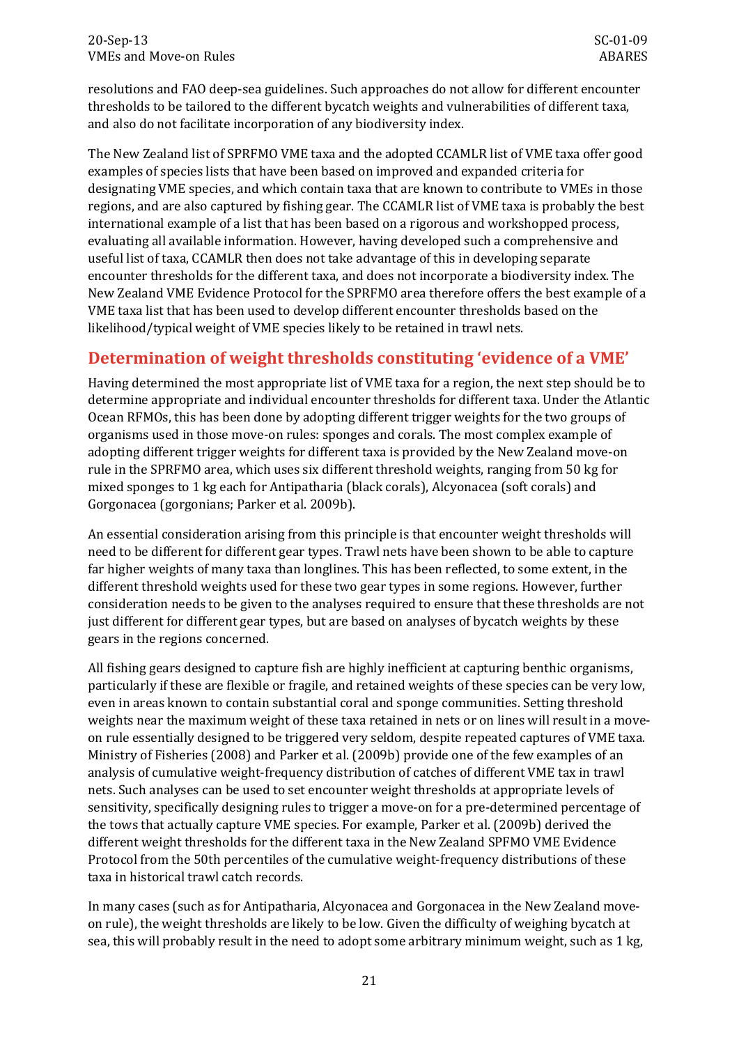resolutions and FAO deep-sea guidelines. Such approaches do not allow for different encounter thresholds to be tailored to the different bycatch weights and vulnerabilities of different taxa, and also do not facilitate incorporation of any biodiversity index.

The New Zealand list of SPRFMO VME taxa and the adopted CCAMLR list of VME taxa offer good examples of species lists that have been based on improved and expanded criteria for designating VME species, and which contain taxa that are known to contribute to VMEs in those regions, and are also captured by fishing gear. The CCAMLR list of VME taxa is probably the best international example of a list that has been based on a rigorous and workshopped process, evaluating all available information. However, having developed such a comprehensive and useful list of taxa, CCAMLR then does not take advantage of this in developing separate encounter thresholds for the different taxa, and does not incorporate a biodiversity index. The New Zealand VME Evidence Protocol for the SPRFMO area therefore offers the best example of a VME taxa list that has been used to develop different encounter thresholds based on the likelihood/typical weight of VME species likely to be retained in trawl nets.

## Determination of weight thresholds constituting 'evidence of a VME'

Having determined the most appropriate list of VME taxa for a region, the next step should be to determine appropriate and individual encounter thresholds for different taxa. Under the Atlantic Ocean RFMOs, this has been done by adopting different trigger weights for the two groups of organisms used in those move-on rules: sponges and corals. The most complex example of adopting different trigger weights for different taxa is provided by the New Zealand move-on rule in the SPRFMO area, which uses six different threshold weights, ranging from 50 kg for mixed sponges to 1 kg each for Antipatharia (black corals), Alcyonacea (soft corals) and Gorgonacea (gorgonians; Parker et al. 2009b).

An essential consideration arising from this principle is that encounter weight thresholds will need to be different for different gear types. Trawl nets have been shown to be able to capture far higher weights of many taxa than longlines. This has been reflected, to some extent, in the different threshold weights used for these two gear types in some regions. However, further consideration needs to be given to the analyses required to ensure that these thresholds are not just different for different gear types, but are based on analyses of bycatch weights by these gears in the regions concerned.

All fishing gears designed to capture fish are highly inefficient at capturing benthic organisms, particularly if these are flexible or fragile, and retained weights of these species can be very low, even in areas known to contain substantial coral and sponge communities. Setting threshold weights near the maximum weight of these taxa retained in nets or on lines will result in a move-on rule essentially designed to be triggered very seldom, despite repeated captures of VME taxa. Ministry of Fisheries (2008) and Parker et al. (2009b) provide one of the few examples of an analysis of cumulative weight-frequency distribution of catches of different VME tax in trawl nets. Such analyses can be used to set encounter weight thresholds at appropriate levels of sensitivity, specifically designing rules to trigger a move-on for a pre-determined percentage of the tows that actually capture VME species. For example, Parker et al. (2009b) derived the different weight thresholds for the different taxa in the New Zealand SPFMO VME Evidence Protocol from the 50th percentiles of the cumulative weight-frequency distributions of these taxa in historical trawl catch records.

In many cases (such as for Antipatharia, Alcyonacea and Gorgonacea in the New Zealand move-on rule), the weight thresholds are likely to be low. Given the difficulty of weighing bycatch at sea, this will probably result in the need to adopt some arbitrary minimum weight, such as 1 kg,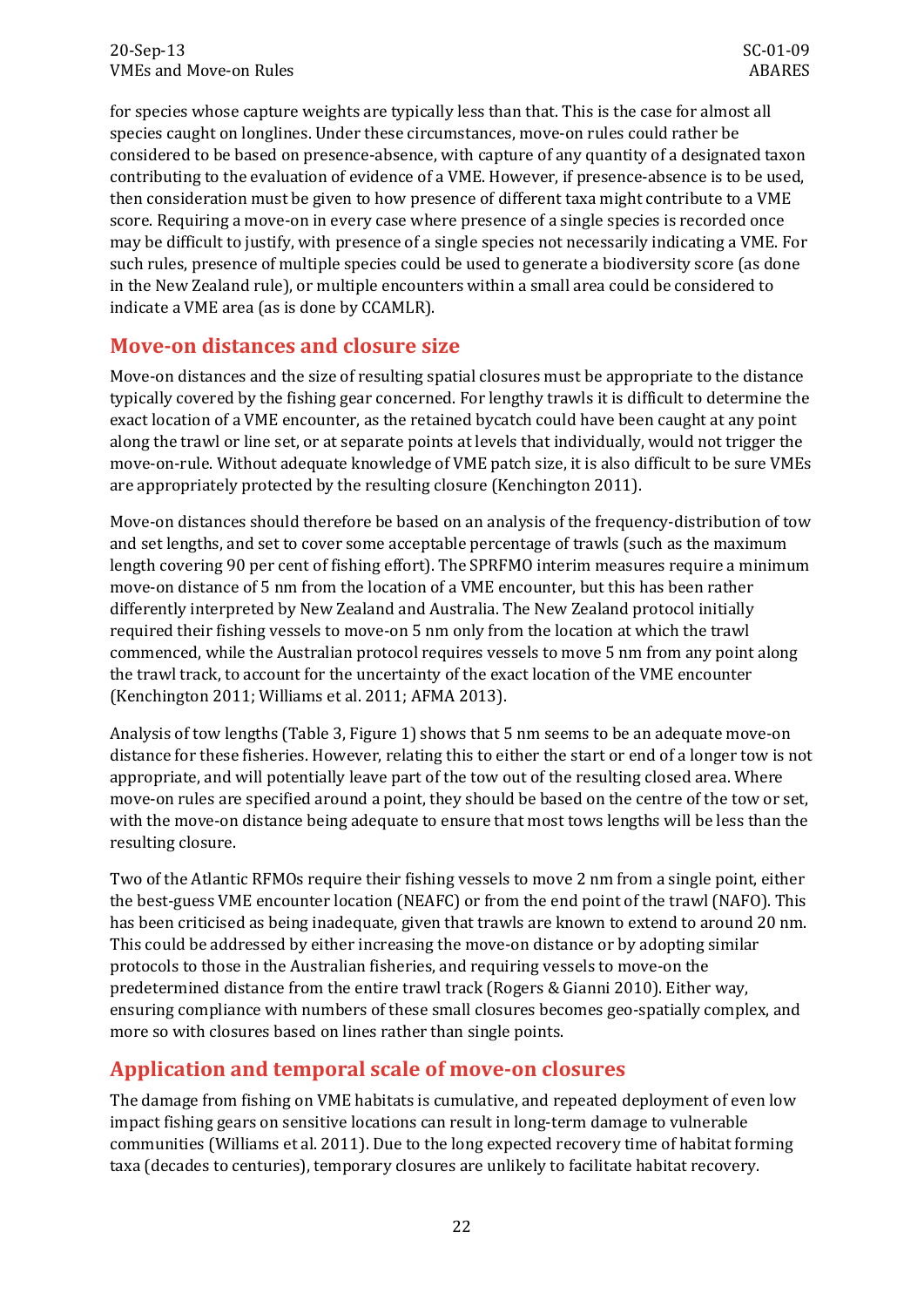for species whose capture weights are typically less than that. This is the case for almost all species caught on longlines. Under these circumstances, move-on rules could rather be considered to be based on presence-absence, with capture of any quantity of a designated taxon contributing to the evaluation of evidence of a VME. However, if presence-absence is to be used, then consideration must be given to how presence of different taxa might contribute to a VME score. Requiring a move-on in every case where presence of a single species is recorded once may be difficult to justify, with presence of a single species not necessarily indicating a VME. For such rules, presence of multiple species could be used to generate a biodiversity score (as done in the New Zealand rule), or multiple encounters within a small area could be considered to indicate a VME area (as is done by CCAMLR).

## Move-on distances and closure size

Move-on distances and the size of resulting spatial closures must be appropriate to the distance typically covered by the fishing gear concerned. For lengthy trawls it is difficult to determine the exact location of a VME encounter, as the retained bycatch could have been caught at any point along the trawl or line set, or at separate points at levels that individually, would not trigger the move-on-rule. Without adequate knowledge of VME patch size, it is also difficult to be sure VMEs are appropriately protected by the resulting closure (Kenchington 2011).

Move-on distances should therefore be based on an analysis of the frequency-distribution of tow and set lengths, and set to cover some acceptable percentage of trawls (such as the maximum length covering 90 per cent of fishing effort). The SPRFMO interim measures require a minimum move-on distance of 5 nm from the location of a VME encounter, but this has been rather differently interpreted by New Zealand and Australia. The New Zealand protocol initially required their fishing vessels to move-on 5 nm only from the location at which the trawl commenced, while the Australian protocol requires vessels to move 5 nm from any point along the trawl track, to account for the uncertainty of the exact location of the VME encounter (Kenchington 2011; Williams et al. 2011; AFMA 2013).

Analysis of tow lengths (Table 3, Figure 1) shows that 5 nm seems to be an adequate move-on distance for these fisheries. However, relating this to either the start or end of a longer tow is not appropriate, and will potentially leave part of the tow out of the resulting closed area. Where move-on rules are specified around a point, they should be based on the centre of the tow or set, with the move-on distance being adequate to ensure that most tows lengths will be less than the resulting closure.

Two of the Atlantic RFMOs require their fishing vessels to move 2 nm from a single point, either the best-guess VME encounter location (NEAFC) or from the end point of the trawl (NAFO). This has been criticised as being inadequate, given that trawls are known to extend to around 20 nm. This could be addressed by either increasing the move-on distance or by adopting similar protocols to those in the Australian fisheries, and requiring vessels to move-on the predetermined distance from the entire trawl track (Rogers & Gianni 2010). Either way, ensuring compliance with numbers of these small closures becomes geo-spatially complex, and more so with closures based on lines rather than single points.

## Application and temporal scale of move-on closures

The damage from fishing on VME habitats is cumulative, and repeated deployment of even low impact fishing gears on sensitive locations can result in long-term damage to vulnerable communities (Williams et al. 2011). Due to the long expected recovery time of habitat forming taxa (decades to centuries), temporary closures are unlikely to facilitate habitat recovery.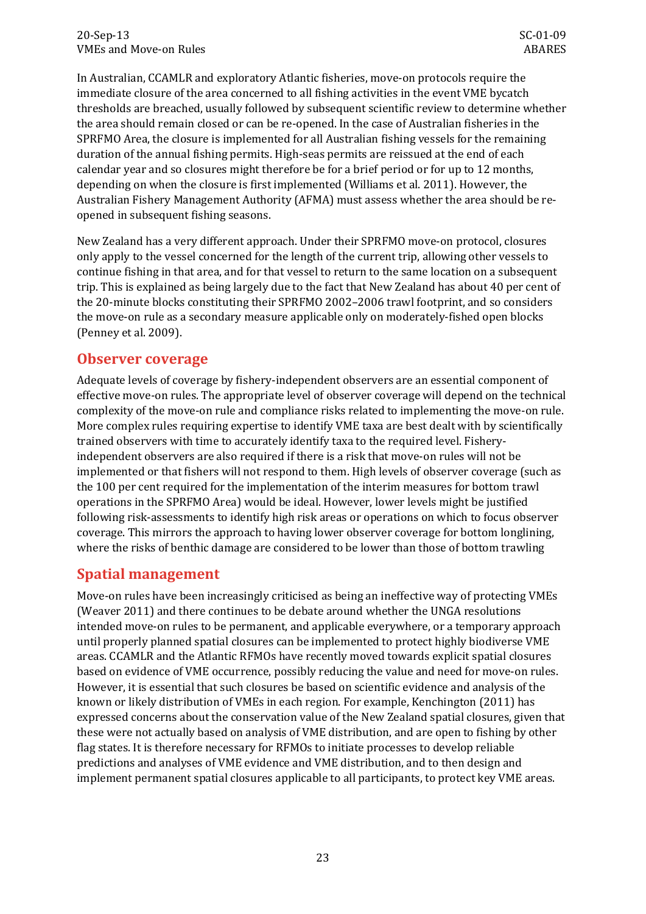In Australian, CCAMLR and exploratory Atlantic fisheries, move-on protocols require the immediate closure of the area concerned to all fishing activities in the event VME bycatch thresholds are breached, usually followed by subsequent scientific review to determine whether the area should remain closed or can be re-opened. In the case of Australian fisheries in the SPRFMO Area, the closure is implemented for all Australian fishing vessels for the remaining duration of the annual fishing permits. High-seas permits are reissued at the end of each calendar year and so closures might therefore be for a brief period or for up to 12 months, depending on when the closure is first implemented (Williams et al. 2011). However, the Australian Fishery Management Authority (AFMA) must assess whether the area should be re-opened in subsequent fishing seasons.

New Zealand has a very different approach. Under their SPRFMO move-on protocol, closures only apply to the vessel concerned for the length of the current trip, allowing other vessels to continue fishing in that area, and for that vessel to return to the same location on a subsequent trip. This is explained as being largely due to the fact that New Zealand has about 40 per cent of the 20-minute blocks constituting their SPRFMO 2002–2006 trawl footprint, and so considers the move-on rule as a secondary measure applicable only on moderately-fished open blocks (Penney et al. 2009).

## Observer coverage

Adequate levels of coverage by fishery-independent observers are an essential component of effective move-on rules. The appropriate level of observer coverage will depend on the technical complexity of the move-on rule and compliance risks related to implementing the move-on rule. More complex rules requiring expertise to identify VME taxa are best dealt with by scientifically trained observers with time to accurately identify taxa to the required level. Fishery-independent observers are also required if there is a risk that move-on rules will not be implemented or that fishers will not respond to them. High levels of observer coverage (such as the 100 per cent required for the implementation of the interim measures for bottom trawl operations in the SPRFMO Area) would be ideal. However, lower levels might be justified following risk-assessments to identify high risk areas or operations on which to focus observer coverage. This mirrors the approach to having lower observer coverage for bottom longlining, where the risks of benthic damage are considered to be lower than those of bottom trawling

## Spatial management

Move-on rules have been increasingly criticised as being an ineffective way of protecting VMEs (Weaver 2011) and there continues to be debate around whether the UNGA resolutions intended move-on rules to be permanent, and applicable everywhere, or a temporary approach until properly planned spatial closures can be implemented to protect highly biodiverse VME areas. CCAMLR and the Atlantic RFMOs have recently moved towards explicit spatial closures based on evidence of VME occurrence, possibly reducing the value and need for move-on rules. However, it is essential that such closures be based on scientific evidence and analysis of the known or likely distribution of VMEs in each region. For example, Kenchington (2011) has expressed concerns about the conservation value of the New Zealand spatial closures, given that these were not actually based on analysis of VME distribution, and are open to fishing by other flag states. It is therefore necessary for RFMOs to initiate processes to develop reliable predictions and analyses of VME evidence and VME distribution, and to then design and implement permanent spatial closures applicable to all participants, to protect key VME areas.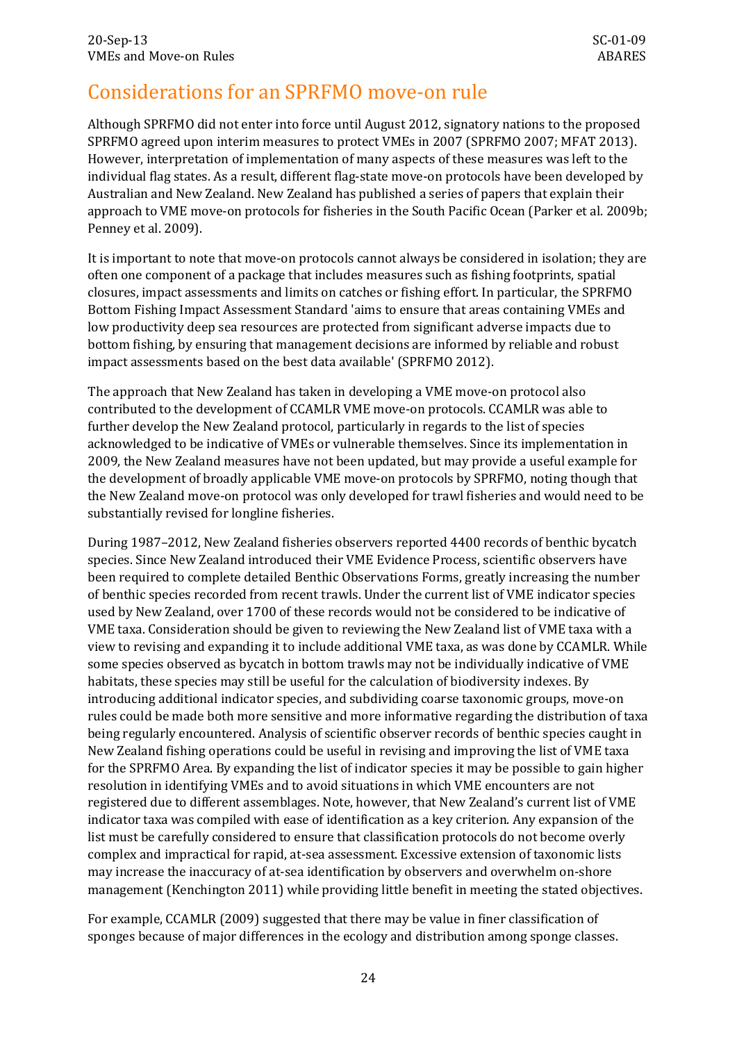## Considerations for an SPRFMO move-on rule

Although SPRFMO did not enter into force until August 2012, signatory nations to the proposed SPRFMO agreed upon interim measures to protect VMEs in 2007 (SPRFMO 2007; MFAT 2013). However, interpretation of implementation of many aspects of these measures was left to the individual flag states. As a result, different flag-state move-on protocols have been developed by Australian and New Zealand. New Zealand has published a series of papers that explain their approach to VME move-on protocols for fisheries in the South Pacific Ocean (Parker et al. 2009b; Penney et al. 2009).

It is important to note that move-on protocols cannot always be considered in isolation; they are often one component of a package that includes measures such as fishing footprints, spatial closures, impact assessments and limits on catches or fishing effort. In particular, the SPRFMO Bottom Fishing Impact Assessment Standard 'aims to ensure that areas containing VMEs and low productivity deep sea resources are protected from significant adverse impacts due to bottom fishing, by ensuring that management decisions are informed by reliable and robust impact assessments based on the best data available' (SPRFMO 2012).

The approach that New Zealand has taken in developing a VME move-on protocol also contributed to the development of CCAMLR VME move-on protocols. CCAMLR was able to further develop the New Zealand protocol, particularly in regards to the list of species acknowledged to be indicative of VMEs or vulnerable themselves. Since its implementation in 2009, the New Zealand measures have not been updated, but may provide a useful example for the development of broadly applicable VME move-on protocols by SPRFMO, noting though that the New Zealand move-on protocol was only developed for trawl fisheries and would need to be substantially revised for longline fisheries.

During 1987–2012, New Zealand fisheries observers reported 4400 records of benthic bycatch species. Since New Zealand introduced their VME Evidence Process, scientific observers have been required to complete detailed Benthic Observations Forms, greatly increasing the number of benthic species recorded from recent trawls. Under the current list of VME indicator species used by New Zealand, over 1700 of these records would not be considered to be indicative of VME taxa. Consideration should be given to reviewing the New Zealand list of VME taxa with a view to revising and expanding it to include additional VME taxa, as was done by CCAMLR. While some species observed as bycatch in bottom trawls may not be individually indicative of VME habitats, these species may still be useful for the calculation of biodiversity indexes. By introducing additional indicator species, and subdividing coarse taxonomic groups, move-on rules could be made both more sensitive and more informative regarding the distribution of taxa being regularly encountered. Analysis of scientific observer records of benthic species caught in New Zealand fishing operations could be useful in revising and improving the list of VME taxa for the SPRFMO Area. By expanding the list of indicator species it may be possible to gain higher resolution in identifying VMEs and to avoid situations in which VME encounters are not registered due to different assemblages. Note, however, that New Zealand's current list of VME indicator taxa was compiled with ease of identification as a key criterion. Any expansion of the list must be carefully considered to ensure that classification protocols do not become overly complex and impractical for rapid, at-sea assessment. Excessive extension of taxonomic lists may increase the inaccuracy of at-sea identification by observers and overwhelm on-shore management (Kenchington 2011) while providing little benefit in meeting the stated objectives.

For example, CCAMLR (2009) suggested that there may be value in finer classification of sponges because of major differences in the ecology and distribution among sponge classes.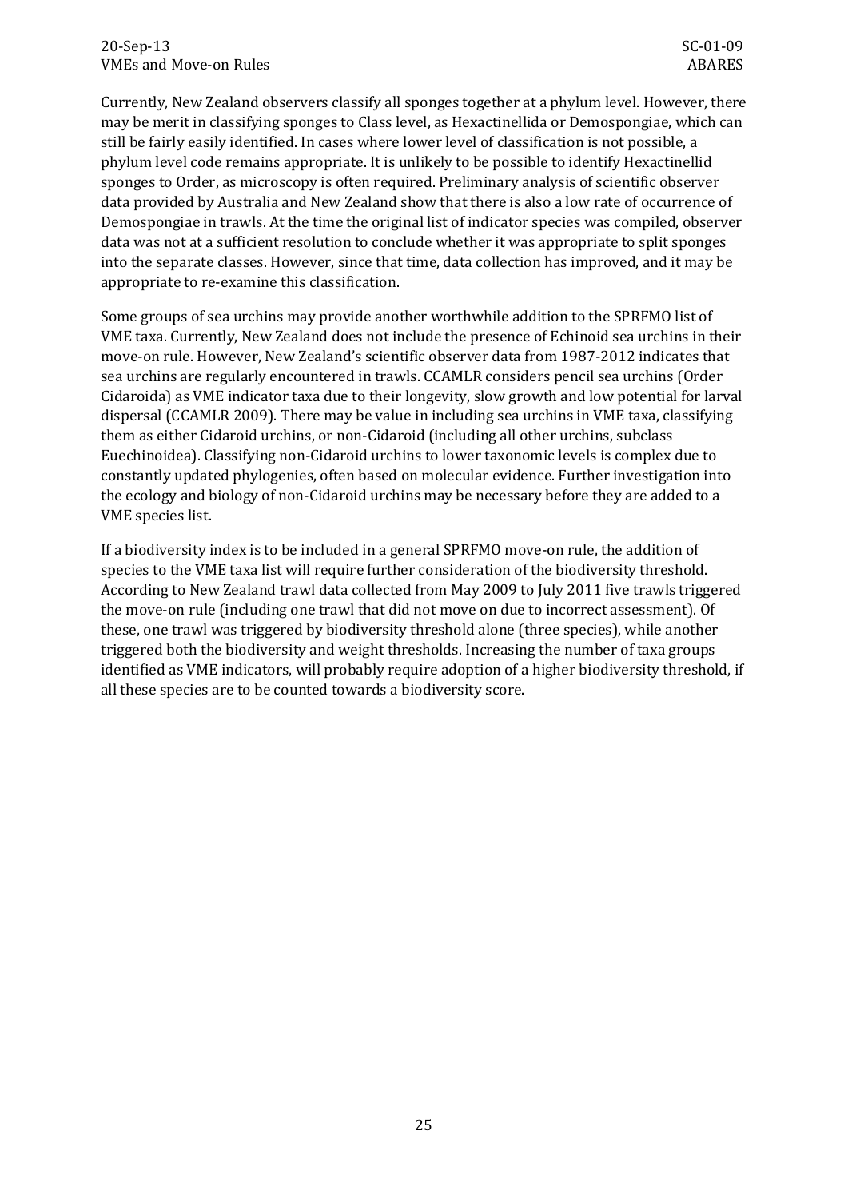Currently, New Zealand observers classify all sponges together at a phylum level. However, there may be merit in classifying sponges to Class level, as Hexactinellida or Demospongiae, which can still be fairly easily identified. In cases where lower level of classification is not possible, a phylum level code remains appropriate. It is unlikely to be possible to identify Hexactinellid sponges to Order, as microscopy is often required. Preliminary analysis of scientific observer data provided by Australia and New Zealand show that there is also a low rate of occurrence of Demospongiae in trawls. At the time the original list of indicator species was compiled, observer data was not at a sufficient resolution to conclude whether it was appropriate to split sponges into the separate classes. However, since that time, data collection has improved, and it may be appropriate to re-examine this classification.

Some groups of sea urchins may provide another worthwhile addition to the SPRFMO list of VME taxa. Currently, New Zealand does not include the presence of Echinoid sea urchins in their move-on rule. However, New Zealand's scientific observer data from 1987-2012 indicates that sea urchins are regularly encountered in trawls. CCAMLR considers pencil sea urchins (Order Cidaroida) as VME indicator taxa due to their longevity, slow growth and low potential for larval dispersal (CCAMLR 2009). There may be value in including sea urchins in VME taxa, classifying them as either Cidaroid urchins, or non-Cidaroid (including all other urchins, subclass Euechinoidea). Classifying non-Cidaroid urchins to lower taxonomic levels is complex due to constantly updated phylogenies, often based on molecular evidence. Further investigation into the ecology and biology of non-Cidaroid urchins may be necessary before they are added to a VME species list.

If a biodiversity index is to be included in a general SPRFMO move-on rule, the addition of species to the VME taxa list will require further consideration of the biodiversity threshold. According to New Zealand trawl data collected from May 2009 to July 2011 five trawls triggered the move-on rule (including one trawl that did not move on due to incorrect assessment). Of these, one trawl was triggered by biodiversity threshold alone (three species), while another triggered both the biodiversity and weight thresholds. Increasing the number of taxa groups identified as VME indicators, will probably require adoption of a higher biodiversity threshold, if all these species are to be counted towards a biodiversity score.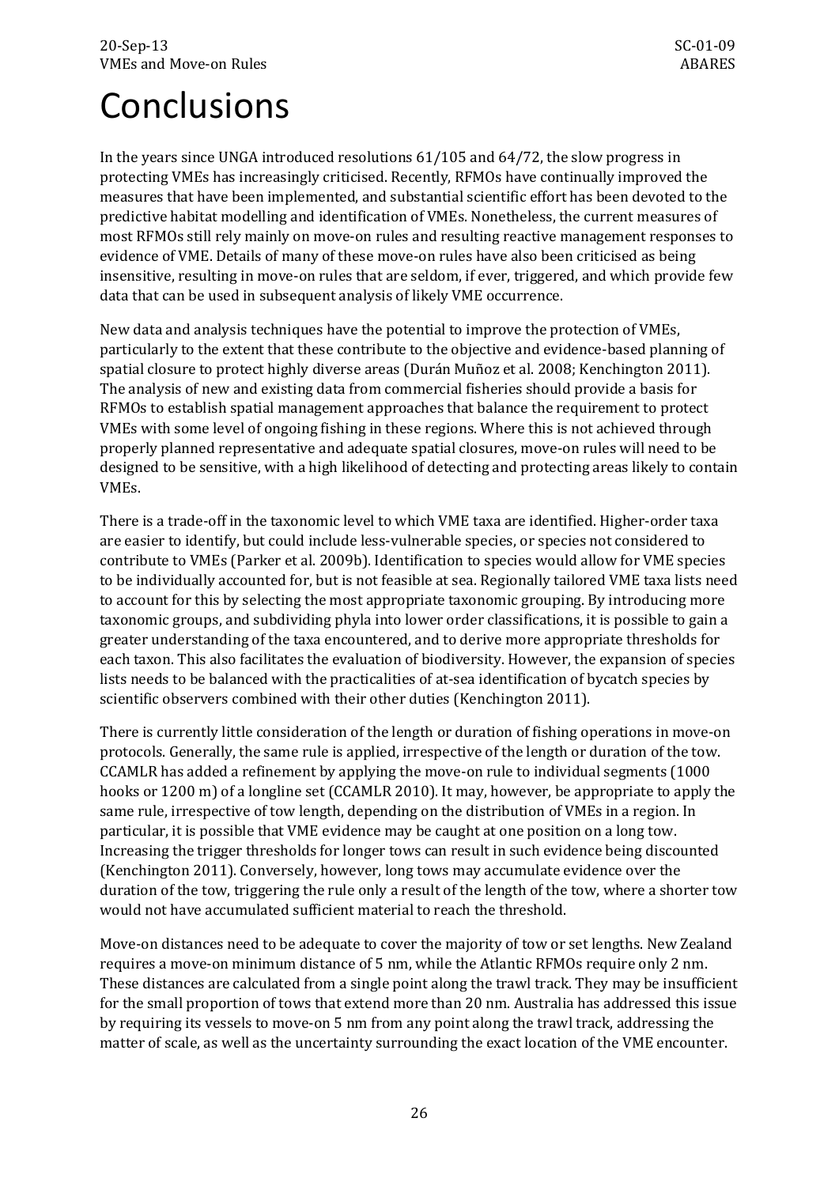# Conclusions

In the years since UNGA introduced resolutions 61/105 and 64/72, the slow progress in protecting VMEs has increasingly criticised. Recently, RFMOs have continually improved the measures that have been implemented, and substantial scientific effort has been devoted to the predictive habitat modelling and identification of VMEs. Nonetheless, the current measures of most RFMOs still rely mainly on move-on rules and resulting reactive management responses to evidence of VME. Details of many of these move-on rules have also been criticised as being insensitive, resulting in move-on rules that are seldom, if ever, triggered, and which provide few data that can be used in subsequent analysis of likely VME occurrence.

New data and analysis techniques have the potential to improve the protection of VMEs, particularly to the extent that these contribute to the objective and evidence-based planning of spatial closure to protect highly diverse areas (Durán Muñoz et al. 2008; Kenchington 2011). The analysis of new and existing data from commercial fisheries should provide a basis for RFMOs to establish spatial management approaches that balance the requirement to protect VMEs with some level of ongoing fishing in these regions. Where this is not achieved through properly planned representative and adequate spatial closures, move-on rules will need to be designed to be sensitive, with a high likelihood of detecting and protecting areas likely to contain VMEs.

There is a trade-off in the taxonomic level to which VME taxa are identified. Higher-order taxa are easier to identify, but could include less-vulnerable species, or species not considered to contribute to VMEs (Parker et al. 2009b). Identification to species would allow for VME species to be individually accounted for, but is not feasible at sea. Regionally tailored VME taxa lists need to account for this by selecting the most appropriate taxonomic grouping. By introducing more taxonomic groups, and subdividing phyla into lower order classifications, it is possible to gain a greater understanding of the taxa encountered, and to derive more appropriate thresholds for each taxon. This also facilitates the evaluation of biodiversity. However, the expansion of species lists needs to be balanced with the practicalities of at-sea identification of bycatch species by scientific observers combined with their other duties (Kenchington 2011).

There is currently little consideration of the length or duration of fishing operations in move-on protocols. Generally, the same rule is applied, irrespective of the length or duration of the tow. CCAMLR has added a refinement by applying the move-on rule to individual segments (1000 hooks or 1200 m) of a longline set (CCAMLR 2010). It may, however, be appropriate to apply the same rule, irrespective of tow length, depending on the distribution of VMEs in a region. In particular, it is possible that VME evidence may be caught at one position on a long tow. Increasing the trigger thresholds for longer tows can result in such evidence being discounted (Kenchington 2011). Conversely, however, long tows may accumulate evidence over the duration of the tow, triggering the rule only a result of the length of the tow, where a shorter tow would not have accumulated sufficient material to reach the threshold.

Move-on distances need to be adequate to cover the majority of tow or set lengths. New Zealand requires a move-on minimum distance of 5 nm, while the Atlantic RFMOs require only 2 nm. These distances are calculated from a single point along the trawl track. They may be insufficient for the small proportion of tows that extend more than 20 nm. Australia has addressed this issue by requiring its vessels to move-on 5 nm from any point along the trawl track, addressing the matter of scale, as well as the uncertainty surrounding the exact location of the VME encounter.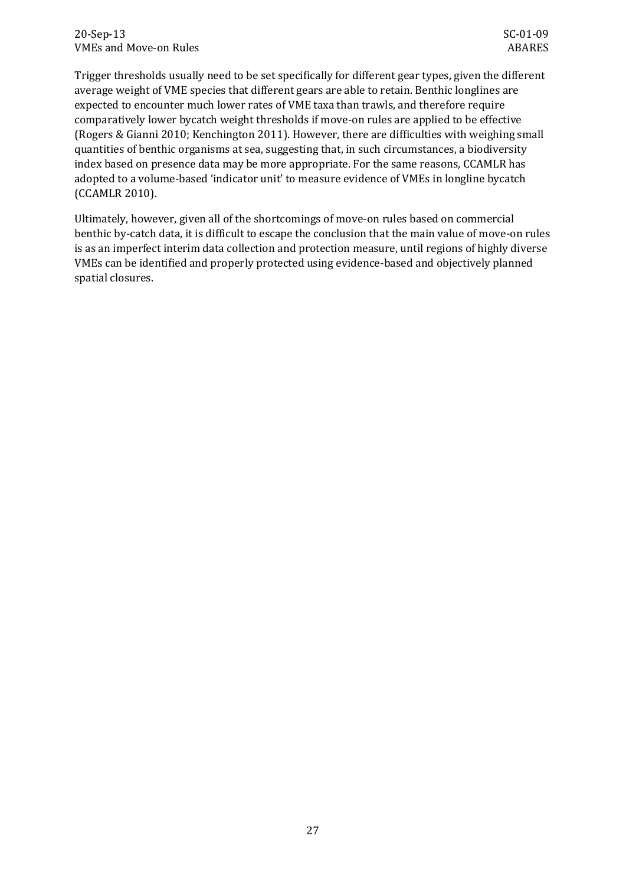Trigger thresholds usually need to be set specifically for different gear types, given the different average weight of VME species that different gears are able to retain. Benthic longlines are expected to encounter much lower rates of VME taxa than trawls, and therefore require comparatively lower bycatch weight thresholds if move-on rules are applied to be effective (Rogers & Gianni 2010; Kenchington 2011). However, there are difficulties with weighing small quantities of benthic organisms at sea, suggesting that, in such circumstances, a biodiversity index based on presence data may be more appropriate. For the same reasons, CCAMLR has adopted to a volume-based 'indicator unit' to measure evidence of VMEs in longline bycatch (CCAMLR 2010).

Ultimately, however, given all of the shortcomings of move-on rules based on commercial benthic by-catch data, it is difficult to escape the conclusion that the main value of move-on rules is as an imperfect interim data collection and protection measure, until regions of highly diverse VMEs can be identified and properly protected using evidence-based and objectively planned spatial closures.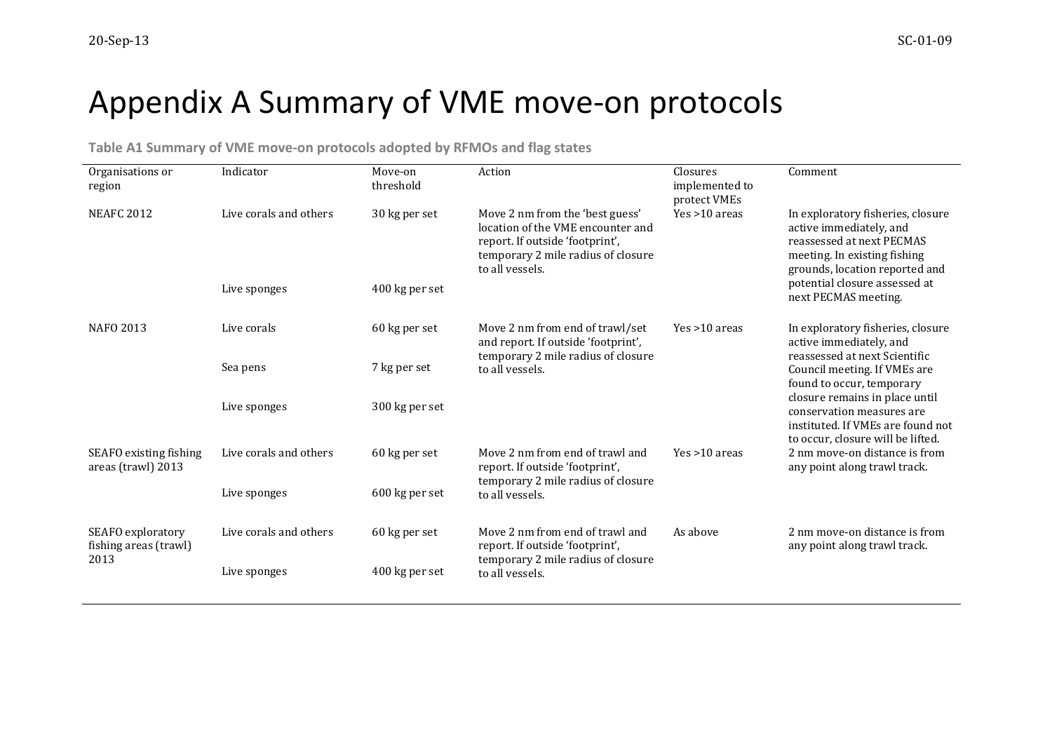# Appendix A Summary of VME move-on protocols

**Table A1 Summary of VME move-on protocols adopted by RFMOs and flag states**

| Organisations or region | Indicator | Move-on threshold | Action | Closures implemented to protect VMEs | Comment |
|---|---|---|---|---|---|
| NEAFC 2012 | Live corals and others | 30 kg per set | Move 2 nm from the 'best guess' location of the VME encounter and report. If outside 'footprint', temporary 2 mile radius of closure to all vessels. | Yes >10 areas | In exploratory fisheries, closure active immediately, and reassessed at next PECMAS meeting. In existing fishing grounds, location reported and potential closure assessed at next PECMAS meeting. |
| | Live sponges | 400 kg per set | | | |
| NAFO 2013 | Live corals | 60 kg per set | Move 2 nm from end of trawl/set and report. If outside 'footprint', temporary 2 mile radius of closure to all vessels. | Yes >10 areas | In exploratory fisheries, closure active immediately, and reassessed at next Scientific Council meeting. If VMEs are found to occur, temporary closure remains in place until conservation measures are instituted. If VMEs are found not to occur, closure will be lifted. |
| | Sea pens | 7 kg per set | | | |
| | Live sponges | 300 kg per set | | | |
| SEAFO existing fishing areas (trawl) 2013 | Live corals and others | 60 kg per set | Move 2 nm from end of trawl and report. If outside 'footprint', temporary 2 mile radius of closure to all vessels. | Yes >10 areas | 2 nm move-on distance is from any point along trawl track. |
| | Live sponges | 600 kg per set | | | |
| SEAFO exploratory fishing areas (trawl) 2013 | Live corals and others | 60 kg per set | Move 2 nm from end of trawl and report. If outside 'footprint', temporary 2 mile radius of closure to all vessels. | As above | 2 nm move-on distance is from any point along trawl track. |
| | Live sponges | 400 kg per set | | | |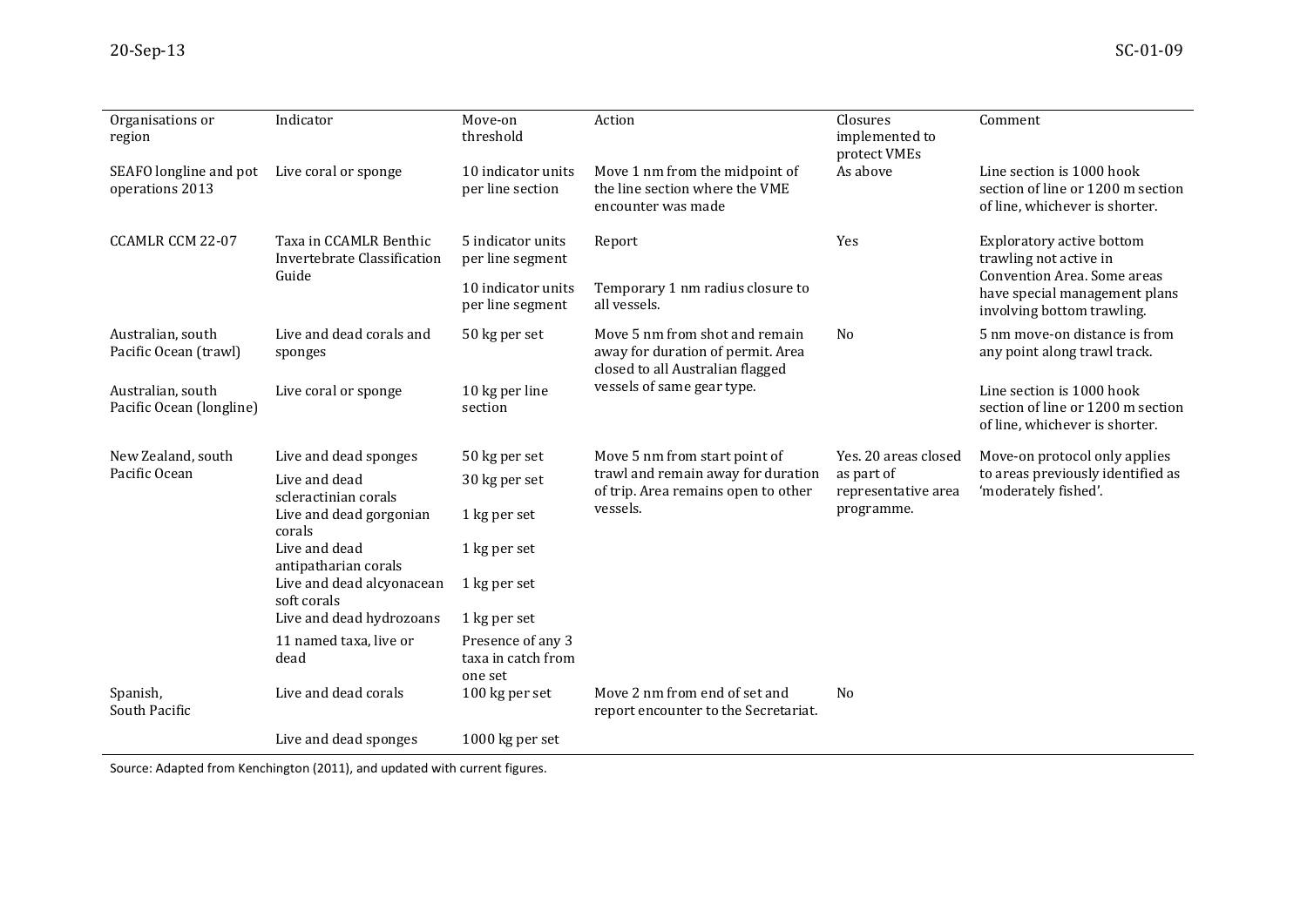| Organisations or region | Indicator | Move-on threshold | Action | Closures implemented to protect VMEs | Comment |
|---|---|---|---|---|---|
| SEAFO longline and pot operations 2013 | Live coral or sponge | 10 indicator units per line section | Move 1 nm from the midpoint of the line section where the VME encounter was made | As above | Line section is 1000 hook section of line or 1200 m section of line, whichever is shorter. |
| CCAMLR CCM 22-07 | Taxa in CCAMLR Benthic Invertebrate Classification Guide | 5 indicator units per line segment | Report | Yes | Exploratory active bottom trawling not active in Convention Area. Some areas have special management plans involving bottom trawling. |
| | | 10 indicator units per line segment | Temporary 1 nm radius closure to all vessels. | | |
| Australian, south Pacific Ocean (trawl) | Live and dead corals and sponges | 50 kg per set | Move 5 nm from shot and remain away for duration of permit. Area closed to all Australian flagged vessels of same gear type. | No | 5 nm move-on distance is from any point along trawl track. |
| Australian, south Pacific Ocean (longline) | Live coral or sponge | 10 kg per line section | | | Line section is 1000 hook section of line or 1200 m section of line, whichever is shorter. |
| New Zealand, south Pacific Ocean | Live and dead sponges | 50 kg per set | Move 5 nm from start point of trawl and remain away for duration of trip. Area remains open to other vessels. | Yes. 20 areas closed as part of representative area programme. | Move-on protocol only applies to areas previously identified as 'moderately fished'. |
| | Live and dead scleractinian corals | 30 kg per set | | | |
| | Live and dead gorgonian corals | 1 kg per set | | | |
| | Live and dead antipatharian corals | 1 kg per set | | | |
| | Live and dead alcyonacean soft corals | 1 kg per set | | | |
| | Live and dead hydrozoans | 1 kg per set | | | |
| | 11 named taxa, live or dead | Presence of any 3 taxa in catch from one set | | | |
| Spanish, South Pacific | Live and dead corals | 100 kg per set | Move 2 nm from end of set and report encounter to the Secretariat. | No | |
| | Live and dead sponges | 1000 kg per set | | | |

Source: Adapted from Kenchington (2011), and updated with current figures.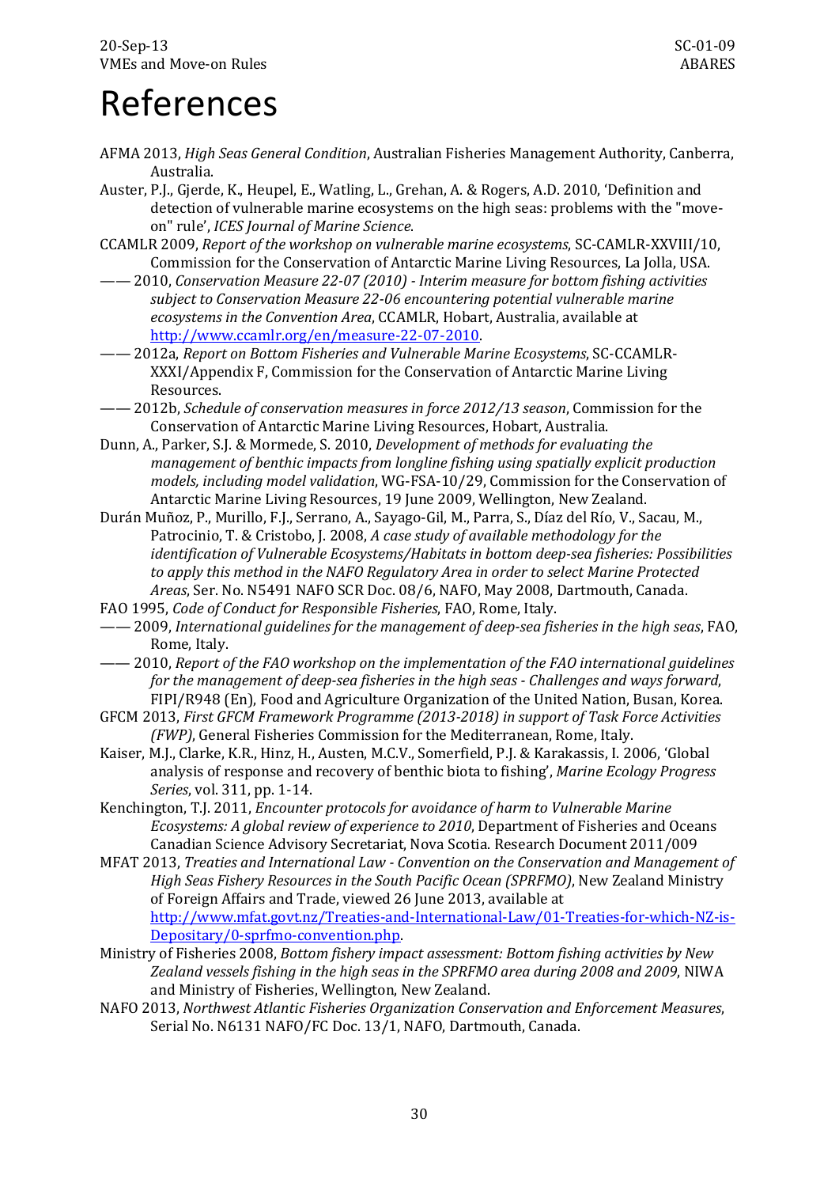# References

AFMA 2013, *High Seas General Condition*, Australian Fisheries Management Authority, Canberra, Australia.

Auster, P.J., Gjerde, K., Heupel, E., Watling, L., Grehan, A. & Rogers, A.D. 2010, 'Definition and detection of vulnerable marine ecosystems on the high seas: problems with the "move-on" rule', *ICES Journal of Marine Science*.

CCAMLR 2009, *Report of the workshop on vulnerable marine ecosystems*, SC-CAMLR-XXVIII/10, Commission for the Conservation of Antarctic Marine Living Resources, La Jolla, USA.

—— 2010, *Conservation Measure 22-07 (2010) - Interim measure for bottom fishing activities subject to Conservation Measure 22-06 encountering potential vulnerable marine ecosystems in the Convention Area*, CCAMLR, Hobart, Australia, available at http://www.ccamlr.org/en/measure-22-07-2010.

—— 2012a, *Report on Bottom Fisheries and Vulnerable Marine Ecosystems*, SC-CCAMLR-XXXI/Appendix F, Commission for the Conservation of Antarctic Marine Living Resources.

—— 2012b, *Schedule of conservation measures in force 2012/13 season*, Commission for the Conservation of Antarctic Marine Living Resources, Hobart, Australia.

Dunn, A., Parker, S.J. & Mormede, S. 2010, *Development of methods for evaluating the management of benthic impacts from longline fishing using spatially explicit production models, including model validation*, WG-FSA-10/29, Commission for the Conservation of Antarctic Marine Living Resources, 19 June 2009, Wellington, New Zealand.

Durán Muñoz, P., Murillo, F.J., Serrano, A., Sayago-Gil, M., Parra, S., Díaz del Río, V., Sacau, M., Patrocinio, T. & Cristobo, J. 2008, *A case study of available methodology for the identification of Vulnerable Ecosystems/Habitats in bottom deep-sea fisheries: Possibilities to apply this method in the NAFO Regulatory Area in order to select Marine Protected Areas*, Ser. No. N5491 NAFO SCR Doc. 08/6, NAFO, May 2008, Dartmouth, Canada.

FAO 1995, *Code of Conduct for Responsible Fisheries*, FAO, Rome, Italy.

—— 2009, *International guidelines for the management of deep-sea fisheries in the high seas*, FAO, Rome, Italy.

—— 2010, *Report of the FAO workshop on the implementation of the FAO international guidelines for the management of deep-sea fisheries in the high seas - Challenges and ways forward*, FIPI/R948 (En), Food and Agriculture Organization of the United Nation, Busan, Korea.

GFCM 2013, *First GFCM Framework Programme (2013-2018) in support of Task Force Activities (FWP)*, General Fisheries Commission for the Mediterranean, Rome, Italy.

Kaiser, M.J., Clarke, K.R., Hinz, H., Austen, M.C.V., Somerfield, P.J. & Karakassis, I. 2006, 'Global analysis of response and recovery of benthic biota to fishing', *Marine Ecology Progress Series*, vol. 311, pp. 1-14.

Kenchington, T.J. 2011, *Encounter protocols for avoidance of harm to Vulnerable Marine Ecosystems: A global review of experience to 2010*, Department of Fisheries and Oceans Canadian Science Advisory Secretariat, Nova Scotia. Research Document 2011/009

MFAT 2013, *Treaties and International Law - Convention on the Conservation and Management of High Seas Fishery Resources in the South Pacific Ocean (SPRFMO)*, New Zealand Ministry of Foreign Affairs and Trade, viewed 26 June 2013, available at http://www.mfat.govt.nz/Treaties-and-International-Law/01-Treaties-for-which-NZ-is-Depositary/0-sprfmo-convention.php.

Ministry of Fisheries 2008, *Bottom fishery impact assessment: Bottom fishing activities by New Zealand vessels fishing in the high seas in the SPRFMO area during 2008 and 2009*, NIWA and Ministry of Fisheries, Wellington, New Zealand.

NAFO 2013, *Northwest Atlantic Fisheries Organization Conservation and Enforcement Measures*, Serial No. N6131 NAFO/FC Doc. 13/1, NAFO, Dartmouth, Canada.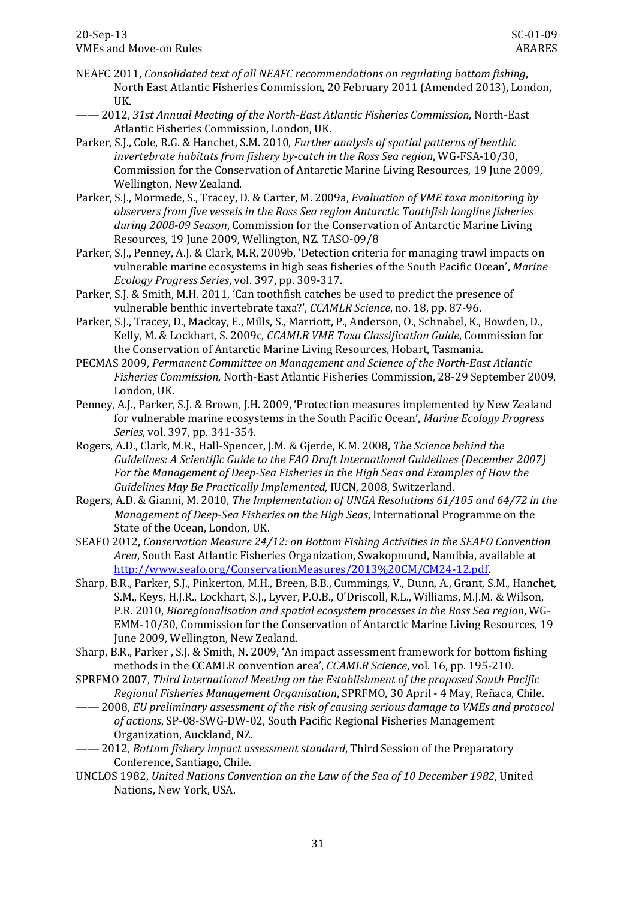NEAFC 2011, *Consolidated text of all NEAFC recommendations on regulating bottom fishing*, North East Atlantic Fisheries Commission, 20 February 2011 (Amended 2013), London, UK.

—— 2012, *31st Annual Meeting of the North-East Atlantic Fisheries Commission*, North-East Atlantic Fisheries Commission, London, UK.

Parker, S.J., Cole, R.G. & Hanchet, S.M. 2010, *Further analysis of spatial patterns of benthic invertebrate habitats from fishery by-catch in the Ross Sea region*, WG-FSA-10/30, Commission for the Conservation of Antarctic Marine Living Resources, 19 June 2009, Wellington, New Zealand.

Parker, S.J., Mormede, S., Tracey, D. & Carter, M. 2009a, *Evaluation of VME taxa monitoring by observers from five vessels in the Ross Sea region Antarctic Toothfish longline fisheries during 2008-09 Season*, Commission for the Conservation of Antarctic Marine Living Resources, 19 June 2009, Wellington, NZ. TASO-09/8

Parker, S.J., Penney, A.J. & Clark, M.R. 2009b, 'Detection criteria for managing trawl impacts on vulnerable marine ecosystems in high seas fisheries of the South Pacific Ocean', *Marine Ecology Progress Series*, vol. 397, pp. 309-317.

Parker, S.J. & Smith, M.H. 2011, 'Can toothfish catches be used to predict the presence of vulnerable benthic invertebrate taxa?', *CCAMLR Science*, no. 18, pp. 87-96.

Parker, S.J., Tracey, D., Mackay, E., Mills, S., Marriott, P., Anderson, O., Schnabel, K., Bowden, D., Kelly, M. & Lockhart, S. 2009c, *CCAMLR VME Taxa Classification Guide*, Commission for the Conservation of Antarctic Marine Living Resources, Hobart, Tasmania.

PECMAS 2009, *Permanent Committee on Management and Science of the North-East Atlantic Fisheries Commission*, North-East Atlantic Fisheries Commission, 28-29 September 2009, London, UK.

Penney, A.J., Parker, S.J. & Brown, J.H. 2009, 'Protection measures implemented by New Zealand for vulnerable marine ecosystems in the South Pacific Ocean', *Marine Ecology Progress Series*, vol. 397, pp. 341-354.

Rogers, A.D., Clark, M.R., Hall-Spencer, J.M. & Gjerde, K.M. 2008, *The Science behind the Guidelines: A Scientific Guide to the FAO Draft International Guidelines (December 2007) For the Management of Deep-Sea Fisheries in the High Seas and Examples of How the Guidelines May Be Practically Implemented*, IUCN, 2008, Switzerland.

Rogers, A.D. & Gianni, M. 2010, *The Implementation of UNGA Resolutions 61/105 and 64/72 in the Management of Deep-Sea Fisheries on the High Seas*, International Programme on the State of the Ocean, London, UK.

SEAFO 2012, *Conservation Measure 24/12: on Bottom Fishing Activities in the SEAFO Convention Area*, South East Atlantic Fisheries Organization, Swakopmund, Namibia, available at http://www.seafo.org/ConservationMeasures/2013%20CM/CM24-12.pdf.

Sharp, B.R., Parker, S.J., Pinkerton, M.H., Breen, B.B., Cummings, V., Dunn, A., Grant, S.M., Hanchet, S.M., Keys, H.J.R., Lockhart, S.J., Lyver, P.O.B., O'Driscoll, R.L., Williams, M.J.M. & Wilson, P.R. 2010, *Bioregionalisation and spatial ecosystem processes in the Ross Sea region*, WG-EMM-10/30, Commission for the Conservation of Antarctic Marine Living Resources, 19 June 2009, Wellington, New Zealand.

Sharp, B.R., Parker , S.J. & Smith, N. 2009, 'An impact assessment framework for bottom fishing methods in the CCAMLR convention area', *CCAMLR Science*, vol. 16, pp. 195-210.

SPRFMO 2007, *Third International Meeting on the Establishment of the proposed South Pacific Regional Fisheries Management Organisation*, SPRFMO, 30 April - 4 May, Reñaca, Chile.

—— 2008, *EU preliminary assessment of the risk of causing serious damage to VMEs and protocol of actions*, SP-08-SWG-DW-02, South Pacific Regional Fisheries Management Organization, Auckland, NZ.

—— 2012, *Bottom fishery impact assessment standard*, Third Session of the Preparatory Conference, Santiago, Chile.

UNCLOS 1982, *United Nations Convention on the Law of the Sea of 10 December 1982*, United Nations, New York, USA.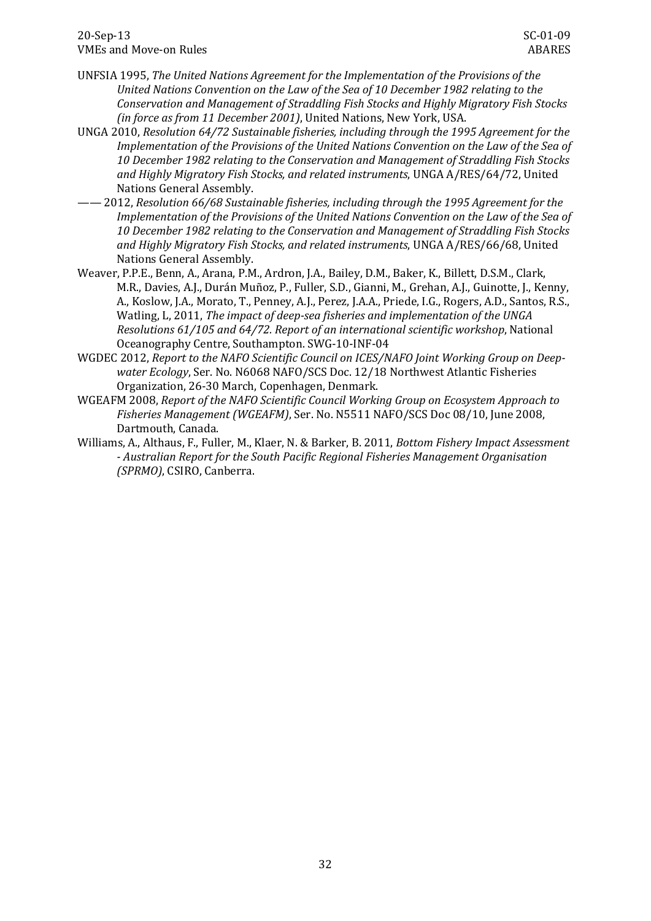UNFSIA 1995, *The United Nations Agreement for the Implementation of the Provisions of the United Nations Convention on the Law of the Sea of 10 December 1982 relating to the Conservation and Management of Straddling Fish Stocks and Highly Migratory Fish Stocks (in force as from 11 December 2001)*, United Nations, New York, USA.

UNGA 2010, *Resolution 64/72 Sustainable fisheries, including through the 1995 Agreement for the Implementation of the Provisions of the United Nations Convention on the Law of the Sea of 10 December 1982 relating to the Conservation and Management of Straddling Fish Stocks and Highly Migratory Fish Stocks, and related instruments*, UNGA A/RES/64/72, United Nations General Assembly.

—— 2012, *Resolution 66/68 Sustainable fisheries, including through the 1995 Agreement for the Implementation of the Provisions of the United Nations Convention on the Law of the Sea of 10 December 1982 relating to the Conservation and Management of Straddling Fish Stocks and Highly Migratory Fish Stocks, and related instruments*, UNGA A/RES/66/68, United Nations General Assembly.

Weaver, P.P.E., Benn, A., Arana, P.M., Ardron, J.A., Bailey, D.M., Baker, K., Billett, D.S.M., Clark, M.R., Davies, A.J., Durán Muñoz, P., Fuller, S.D., Gianni, M., Grehan, A.J., Guinotte, J., Kenny, A., Koslow, J.A., Morato, T., Penney, A.J., Perez, J.A.A., Priede, I.G., Rogers, A.D., Santos, R.S., Watling, L, 2011, *The impact of deep-sea fisheries and implementation of the UNGA Resolutions 61/105 and 64/72. Report of an international scientific workshop*, National Oceanography Centre, Southampton. SWG-10-INF-04

WGDEC 2012, *Report to the NAFO Scientific Council on ICES/NAFO Joint Working Group on Deep-water Ecology*, Ser. No. N6068 NAFO/SCS Doc. 12/18 Northwest Atlantic Fisheries Organization, 26-30 March, Copenhagen, Denmark.

WGEAFM 2008, *Report of the NAFO Scientific Council Working Group on Ecosystem Approach to Fisheries Management (WGEAFM)*, Ser. No. N5511 NAFO/SCS Doc 08/10, June 2008, Dartmouth, Canada.

Williams, A., Althaus, F., Fuller, M., Klaer, N. & Barker, B. 2011, *Bottom Fishery Impact Assessment - Australian Report for the South Pacific Regional Fisheries Management Organisation (SPRMO)*, CSIRO, Canberra.